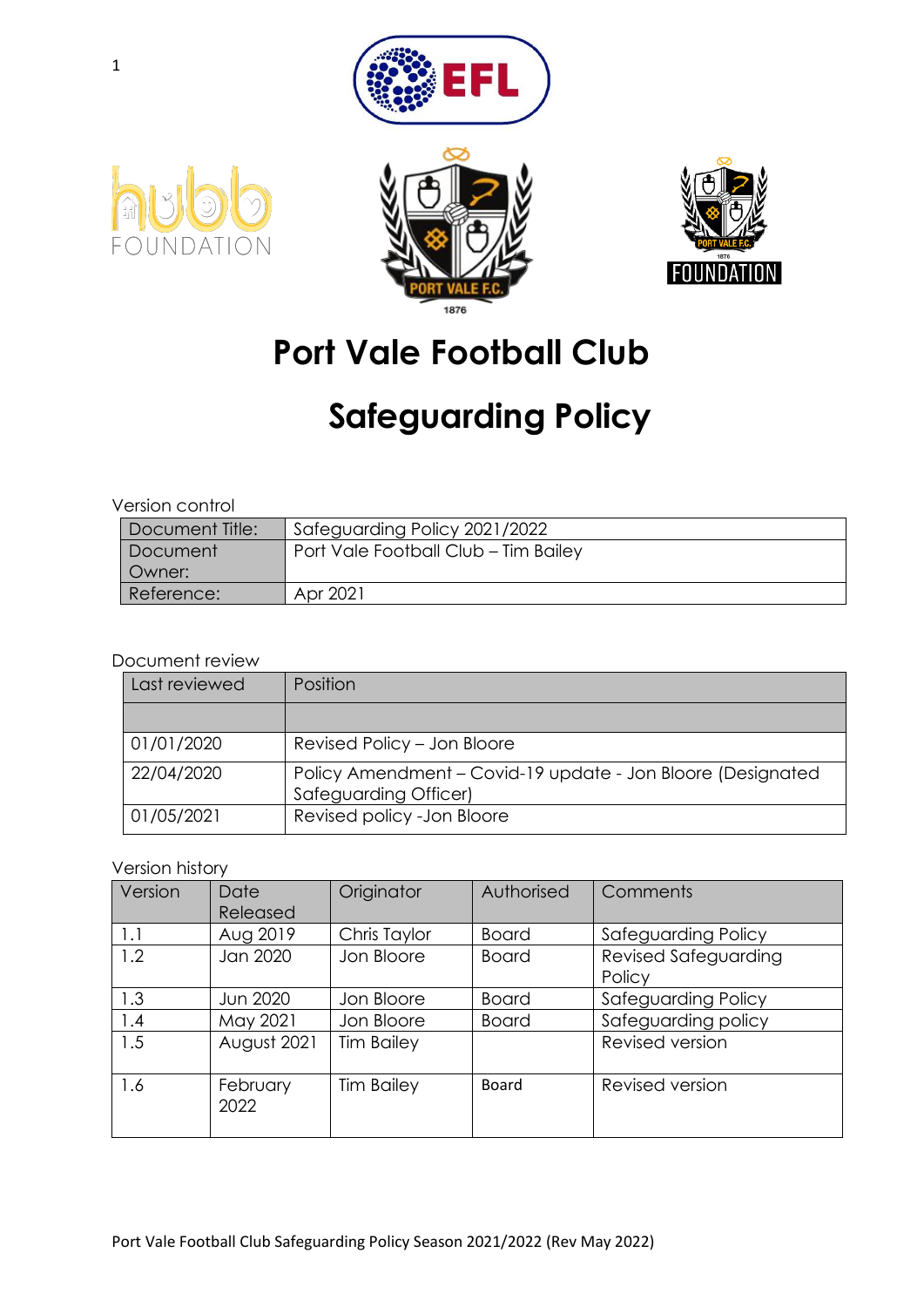# Port Vale Football Club

# Safeguarding Policy

Version control

| Document Title: | Safeguarding Policy 2021/2022 |
|---|---|
| Document Owner: | Port Vale Football Club – Tim Bailey |
| Reference: | Apr 2021 |

Document review

| Last reviewed | Position |
|---|---|
| | |
| 01/01/2020 | Revised Policy – Jon Bloore |
| 22/04/2020 | Policy Amendment – Covid-19 update - Jon Bloore (Designated Safeguarding Officer) |
| 01/05/2021 | Revised policy -Jon Bloore |

Version history

| Version | Date Released | Originator | Authorised | Comments |
|---|---|---|---|---|
| 1.1 | Aug 2019 | Chris Taylor | Board | Safeguarding Policy |
| 1.2 | Jan 2020 | Jon Bloore | Board | Revised Safeguarding Policy |
| 1.3 | Jun 2020 | Jon Bloore | Board | Safeguarding Policy |
| 1.4 | May 2021 | Jon Bloore | Board | Safeguarding policy |
| 1.5 | August 2021 | Tim Bailey | | Revised version |
| 1.6 | February 2022 | Tim Bailey | Board | Revised version |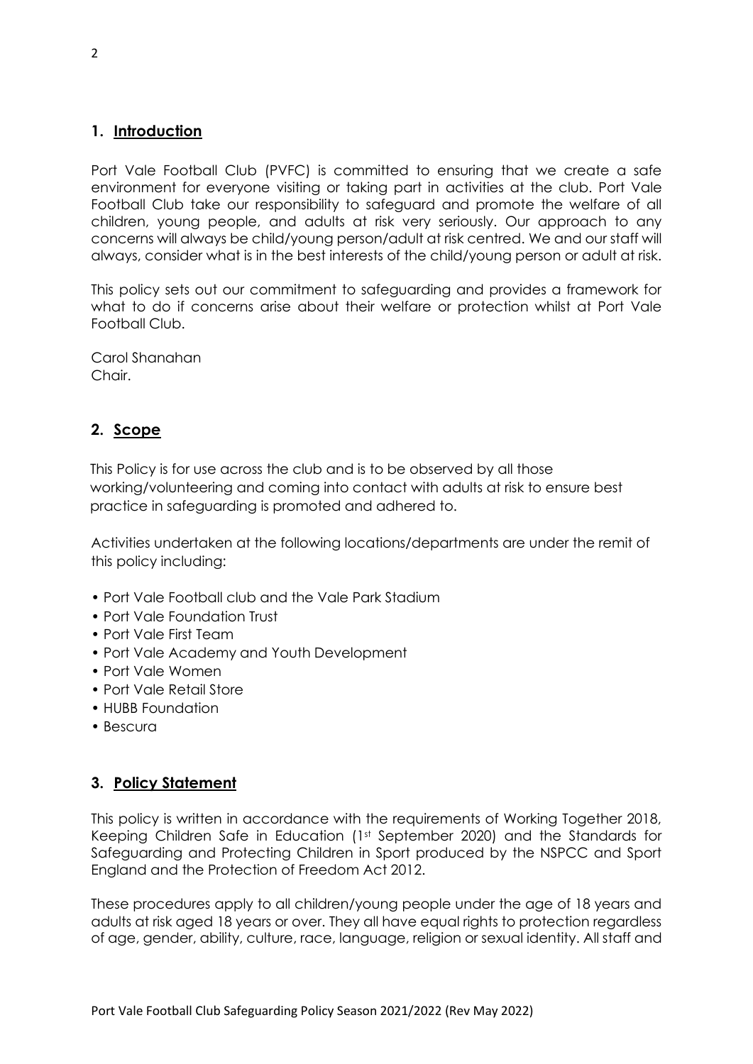## 1. Introduction

Port Vale Football Club (PVFC) is committed to ensuring that we create a safe environment for everyone visiting or taking part in activities at the club. Port Vale Football Club take our responsibility to safeguard and promote the welfare of all children, young people, and adults at risk very seriously. Our approach to any concerns will always be child/young person/adult at risk centred. We and our staff will always, consider what is in the best interests of the child/young person or adult at risk.

This policy sets out our commitment to safeguarding and provides a framework for what to do if concerns arise about their welfare or protection whilst at Port Vale Football Club.

Carol Shanahan
Chair.

## 2. Scope

This Policy is for use across the club and is to be observed by all those working/volunteering and coming into contact with adults at risk to ensure best practice in safeguarding is promoted and adhered to.

Activities undertaken at the following locations/departments are under the remit of this policy including:

- Port Vale Football club and the Vale Park Stadium
- Port Vale Foundation Trust
- Port Vale First Team
- Port Vale Academy and Youth Development
- Port Vale Women
- Port Vale Retail Store
- HUBB Foundation
- Bescura

## 3. Policy Statement

This policy is written in accordance with the requirements of Working Together 2018, Keeping Children Safe in Education (1st September 2020) and the Standards for Safeguarding and Protecting Children in Sport produced by the NSPCC and Sport England and the Protection of Freedom Act 2012.

These procedures apply to all children/young people under the age of 18 years and adults at risk aged 18 years or over. They all have equal rights to protection regardless of age, gender, ability, culture, race, language, religion or sexual identity. All staff and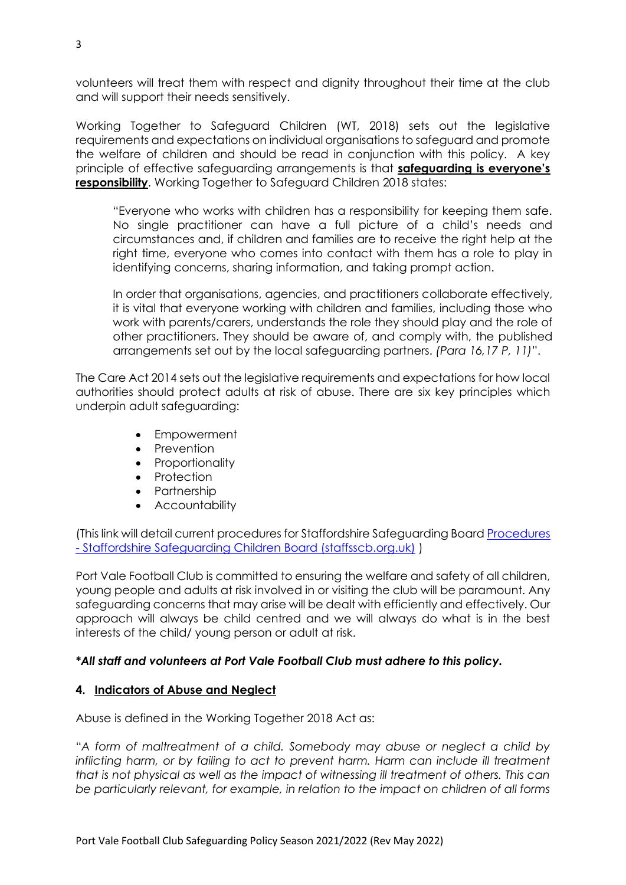volunteers will treat them with respect and dignity throughout their time at the club and will support their needs sensitively.

Working Together to Safeguard Children (WT, 2018) sets out the legislative requirements and expectations on individual organisations to safeguard and promote the welfare of children and should be read in conjunction with this policy. A key principle of effective safeguarding arrangements is that **safeguarding is everyone's responsibility**. Working Together to Safeguard Children 2018 states:

> "Everyone who works with children has a responsibility for keeping them safe. No single practitioner can have a full picture of a child's needs and circumstances and, if children and families are to receive the right help at the right time, everyone who comes into contact with them has a role to play in identifying concerns, sharing information, and taking prompt action.
>
> In order that organisations, agencies, and practitioners collaborate effectively, it is vital that everyone working with children and families, including those who work with parents/carers, understands the role they should play and the role of other practitioners. They should be aware of, and comply with, the published arrangements set out by the local safeguarding partners. *(Para 16,17 P, 11)*".

The Care Act 2014 sets out the legislative requirements and expectations for how local authorities should protect adults at risk of abuse. There are six key principles which underpin adult safeguarding:

- Empowerment
- Prevention
- Proportionality
- Protection
- Partnership
- Accountability

(This link will detail current procedures for Staffordshire Safeguarding Board [Procedures - Staffordshire Safeguarding Children Board (staffsscb.org.uk)](staffsscb.org.uk) )

Port Vale Football Club is committed to ensuring the welfare and safety of all children, young people and adults at risk involved in or visiting the club will be paramount. Any safeguarding concerns that may arise will be dealt with efficiently and effectively. Our approach will always be child centred and we will always do what is in the best interests of the child/ young person or adult at risk.

***All staff and volunteers at Port Vale Football Club must adhere to this policy.***

## 4. Indicators of Abuse and Neglect

Abuse is defined in the Working Together 2018 Act as:

"*A form of maltreatment of a child. Somebody may abuse or neglect a child by inflicting harm, or by failing to act to prevent harm. Harm can include ill treatment that is not physical as well as the impact of witnessing ill treatment of others. This can be particularly relevant, for example, in relation to the impact on children of all forms*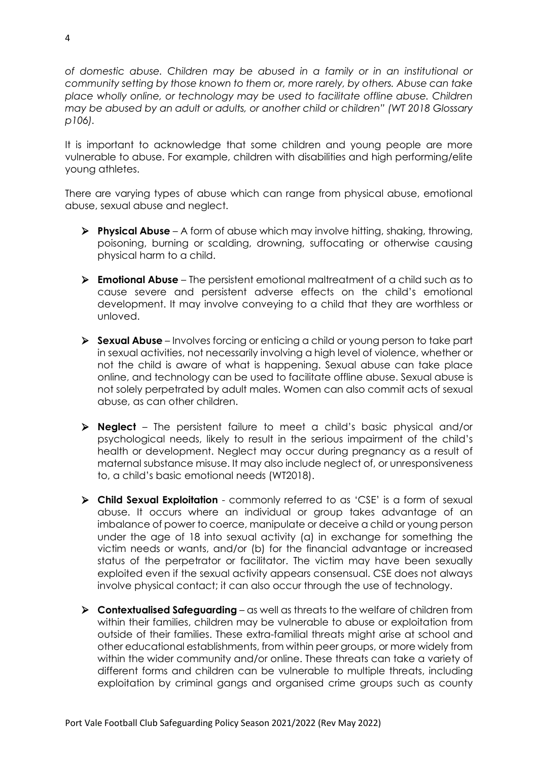*of domestic abuse. Children may be abused in a family or in an institutional or community setting by those known to them or, more rarely, by others. Abuse can take place wholly online, or technology may be used to facilitate offline abuse. Children may be abused by an adult or adults, or another child or children" (WT 2018 Glossary p106).*

It is important to acknowledge that some children and young people are more vulnerable to abuse. For example, children with disabilities and high performing/elite young athletes.

There are varying types of abuse which can range from physical abuse, emotional abuse, sexual abuse and neglect.

- **Physical Abuse** – A form of abuse which may involve hitting, shaking, throwing, poisoning, burning or scalding, drowning, suffocating or otherwise causing physical harm to a child.
- **Emotional Abuse** – The persistent emotional maltreatment of a child such as to cause severe and persistent adverse effects on the child's emotional development. It may involve conveying to a child that they are worthless or unloved.
- **Sexual Abuse** – Involves forcing or enticing a child or young person to take part in sexual activities, not necessarily involving a high level of violence, whether or not the child is aware of what is happening. Sexual abuse can take place online, and technology can be used to facilitate offline abuse. Sexual abuse is not solely perpetrated by adult males. Women can also commit acts of sexual abuse, as can other children.
- **Neglect** – The persistent failure to meet a child's basic physical and/or psychological needs, likely to result in the serious impairment of the child's health or development. Neglect may occur during pregnancy as a result of maternal substance misuse. It may also include neglect of, or unresponsiveness to, a child's basic emotional needs (WT2018).
- **Child Sexual Exploitation** - commonly referred to as 'CSE' is a form of sexual abuse. It occurs where an individual or group takes advantage of an imbalance of power to coerce, manipulate or deceive a child or young person under the age of 18 into sexual activity (a) in exchange for something the victim needs or wants, and/or (b) for the financial advantage or increased status of the perpetrator or facilitator. The victim may have been sexually exploited even if the sexual activity appears consensual. CSE does not always involve physical contact; it can also occur through the use of technology.
- **Contextualised Safeguarding** – as well as threats to the welfare of children from within their families, children may be vulnerable to abuse or exploitation from outside of their families. These extra-familial threats might arise at school and other educational establishments, from within peer groups, or more widely from within the wider community and/or online. These threats can take a variety of different forms and children can be vulnerable to multiple threats, including exploitation by criminal gangs and organised crime groups such as county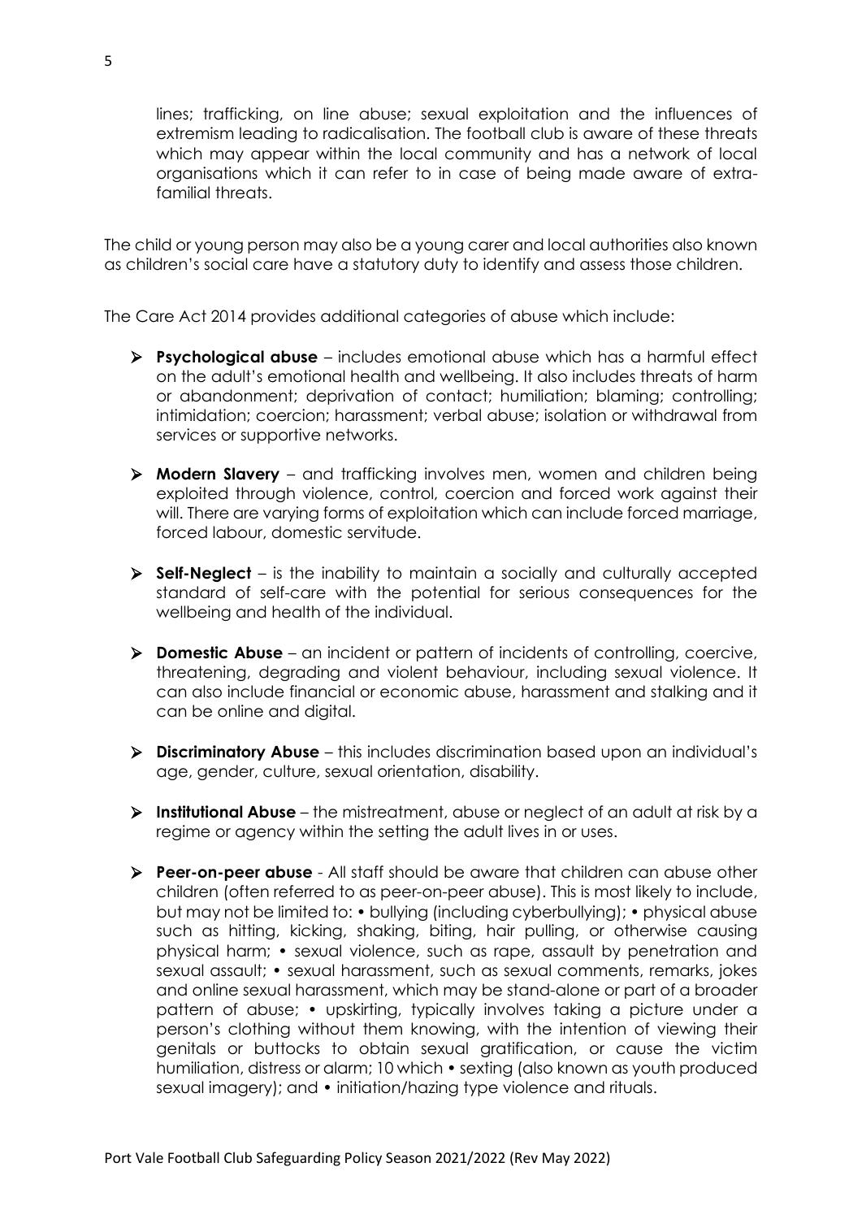lines; trafficking, on line abuse; sexual exploitation and the influences of extremism leading to radicalisation. The football club is aware of these threats which may appear within the local community and has a network of local organisations which it can refer to in case of being made aware of extra-familial threats.

The child or young person may also be a young carer and local authorities also known as children's social care have a statutory duty to identify and assess those children.

The Care Act 2014 provides additional categories of abuse which include:

- **Psychological abuse** – includes emotional abuse which has a harmful effect on the adult's emotional health and wellbeing. It also includes threats of harm or abandonment; deprivation of contact; humiliation; blaming; controlling; intimidation; coercion; harassment; verbal abuse; isolation or withdrawal from services or supportive networks.

- **Modern Slavery** – and trafficking involves men, women and children being exploited through violence, control, coercion and forced work against their will. There are varying forms of exploitation which can include forced marriage, forced labour, domestic servitude.

- **Self-Neglect** – is the inability to maintain a socially and culturally accepted standard of self-care with the potential for serious consequences for the wellbeing and health of the individual.

- **Domestic Abuse** – an incident or pattern of incidents of controlling, coercive, threatening, degrading and violent behaviour, including sexual violence. It can also include financial or economic abuse, harassment and stalking and it can be online and digital.

- **Discriminatory Abuse** – this includes discrimination based upon an individual's age, gender, culture, sexual orientation, disability.

- **Institutional Abuse** – the mistreatment, abuse or neglect of an adult at risk by a regime or agency within the setting the adult lives in or uses.

- **Peer-on-peer abuse** - All staff should be aware that children can abuse other children (often referred to as peer-on-peer abuse). This is most likely to include, but may not be limited to: • bullying (including cyberbullying); • physical abuse such as hitting, kicking, shaking, biting, hair pulling, or otherwise causing physical harm; • sexual violence, such as rape, assault by penetration and sexual assault; • sexual harassment, such as sexual comments, remarks, jokes and online sexual harassment, which may be stand-alone or part of a broader pattern of abuse; • upskirting, typically involves taking a picture under a person's clothing without them knowing, with the intention of viewing their genitals or buttocks to obtain sexual gratification, or cause the victim humiliation, distress or alarm; 10 which • sexting (also known as youth produced sexual imagery); and • initiation/hazing type violence and rituals.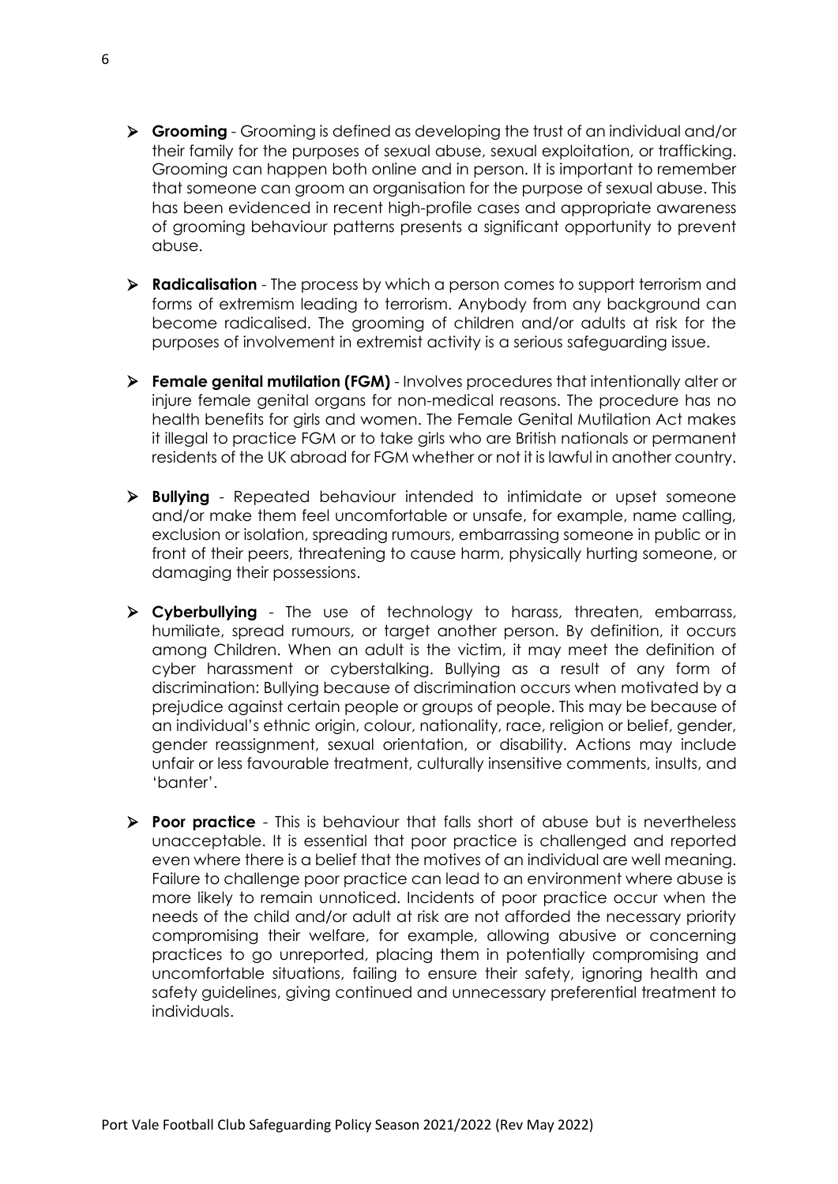- **Grooming** - Grooming is defined as developing the trust of an individual and/or their family for the purposes of sexual abuse, sexual exploitation, or trafficking. Grooming can happen both online and in person. It is important to remember that someone can groom an organisation for the purpose of sexual abuse. This has been evidenced in recent high-profile cases and appropriate awareness of grooming behaviour patterns presents a significant opportunity to prevent abuse.

- **Radicalisation** - The process by which a person comes to support terrorism and forms of extremism leading to terrorism. Anybody from any background can become radicalised. The grooming of children and/or adults at risk for the purposes of involvement in extremist activity is a serious safeguarding issue.

- **Female genital mutilation (FGM)** - Involves procedures that intentionally alter or injure female genital organs for non-medical reasons. The procedure has no health benefits for girls and women. The Female Genital Mutilation Act makes it illegal to practice FGM or to take girls who are British nationals or permanent residents of the UK abroad for FGM whether or not it is lawful in another country.

- **Bullying** - Repeated behaviour intended to intimidate or upset someone and/or make them feel uncomfortable or unsafe, for example, name calling, exclusion or isolation, spreading rumours, embarrassing someone in public or in front of their peers, threatening to cause harm, physically hurting someone, or damaging their possessions.

- **Cyberbullying** - The use of technology to harass, threaten, embarrass, humiliate, spread rumours, or target another person. By definition, it occurs among Children. When an adult is the victim, it may meet the definition of cyber harassment or cyberstalking. Bullying as a result of any form of discrimination: Bullying because of discrimination occurs when motivated by a prejudice against certain people or groups of people. This may be because of an individual's ethnic origin, colour, nationality, race, religion or belief, gender, gender reassignment, sexual orientation, or disability. Actions may include unfair or less favourable treatment, culturally insensitive comments, insults, and 'banter'.

- **Poor practice** - This is behaviour that falls short of abuse but is nevertheless unacceptable. It is essential that poor practice is challenged and reported even where there is a belief that the motives of an individual are well meaning. Failure to challenge poor practice can lead to an environment where abuse is more likely to remain unnoticed. Incidents of poor practice occur when the needs of the child and/or adult at risk are not afforded the necessary priority compromising their welfare, for example, allowing abusive or concerning practices to go unreported, placing them in potentially compromising and uncomfortable situations, failing to ensure their safety, ignoring health and safety guidelines, giving continued and unnecessary preferential treatment to individuals.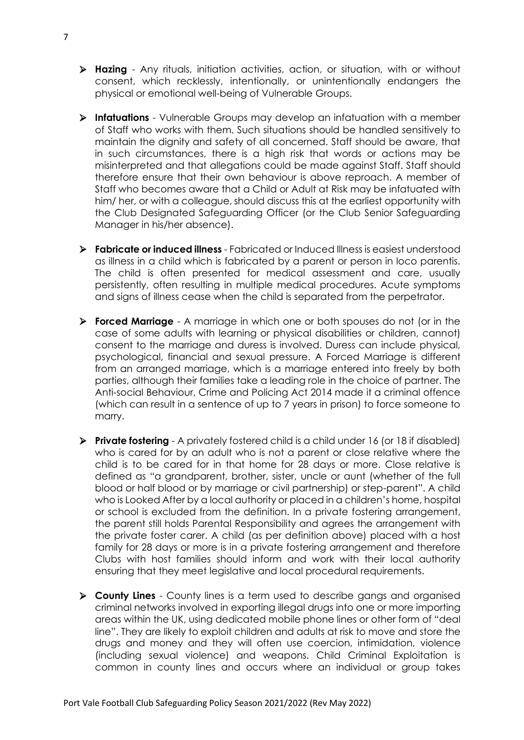- **Hazing** - Any rituals, initiation activities, action, or situation, with or without consent, which recklessly, intentionally, or unintentionally endangers the physical or emotional well-being of Vulnerable Groups.

- **Infatuations** - Vulnerable Groups may develop an infatuation with a member of Staff who works with them. Such situations should be handled sensitively to maintain the dignity and safety of all concerned. Staff should be aware, that in such circumstances, there is a high risk that words or actions may be misinterpreted and that allegations could be made against Staff. Staff should therefore ensure that their own behaviour is above reproach. A member of Staff who becomes aware that a Child or Adult at Risk may be infatuated with him/ her, or with a colleague, should discuss this at the earliest opportunity with the Club Designated Safeguarding Officer (or the Club Senior Safeguarding Manager in his/her absence).

- **Fabricate or induced illness** - Fabricated or Induced Illness is easiest understood as illness in a child which is fabricated by a parent or person in loco parentis. The child is often presented for medical assessment and care, usually persistently, often resulting in multiple medical procedures. Acute symptoms and signs of illness cease when the child is separated from the perpetrator.

- **Forced Marriage** - A marriage in which one or both spouses do not (or in the case of some adults with learning or physical disabilities or children, cannot) consent to the marriage and duress is involved. Duress can include physical, psychological, financial and sexual pressure. A Forced Marriage is different from an arranged marriage, which is a marriage entered into freely by both parties, although their families take a leading role in the choice of partner. The Anti-social Behaviour, Crime and Policing Act 2014 made it a criminal offence (which can result in a sentence of up to 7 years in prison) to force someone to marry.

- **Private fostering** - A privately fostered child is a child under 16 (or 18 if disabled) who is cared for by an adult who is not a parent or close relative where the child is to be cared for in that home for 28 days or more. Close relative is defined as "a grandparent, brother, sister, uncle or aunt (whether of the full blood or half blood or by marriage or civil partnership) or step-parent". A child who is Looked After by a local authority or placed in a children's home, hospital or school is excluded from the definition. In a private fostering arrangement, the parent still holds Parental Responsibility and agrees the arrangement with the private foster carer. A child (as per definition above) placed with a host family for 28 days or more is in a private fostering arrangement and therefore Clubs with host families should inform and work with their local authority ensuring that they meet legislative and local procedural requirements.

- **County Lines** - County lines is a term used to describe gangs and organised criminal networks involved in exporting illegal drugs into one or more importing areas within the UK, using dedicated mobile phone lines or other form of "deal line". They are likely to exploit children and adults at risk to move and store the drugs and money and they will often use coercion, intimidation, violence (including sexual violence) and weapons. Child Criminal Exploitation is common in county lines and occurs where an individual or group takes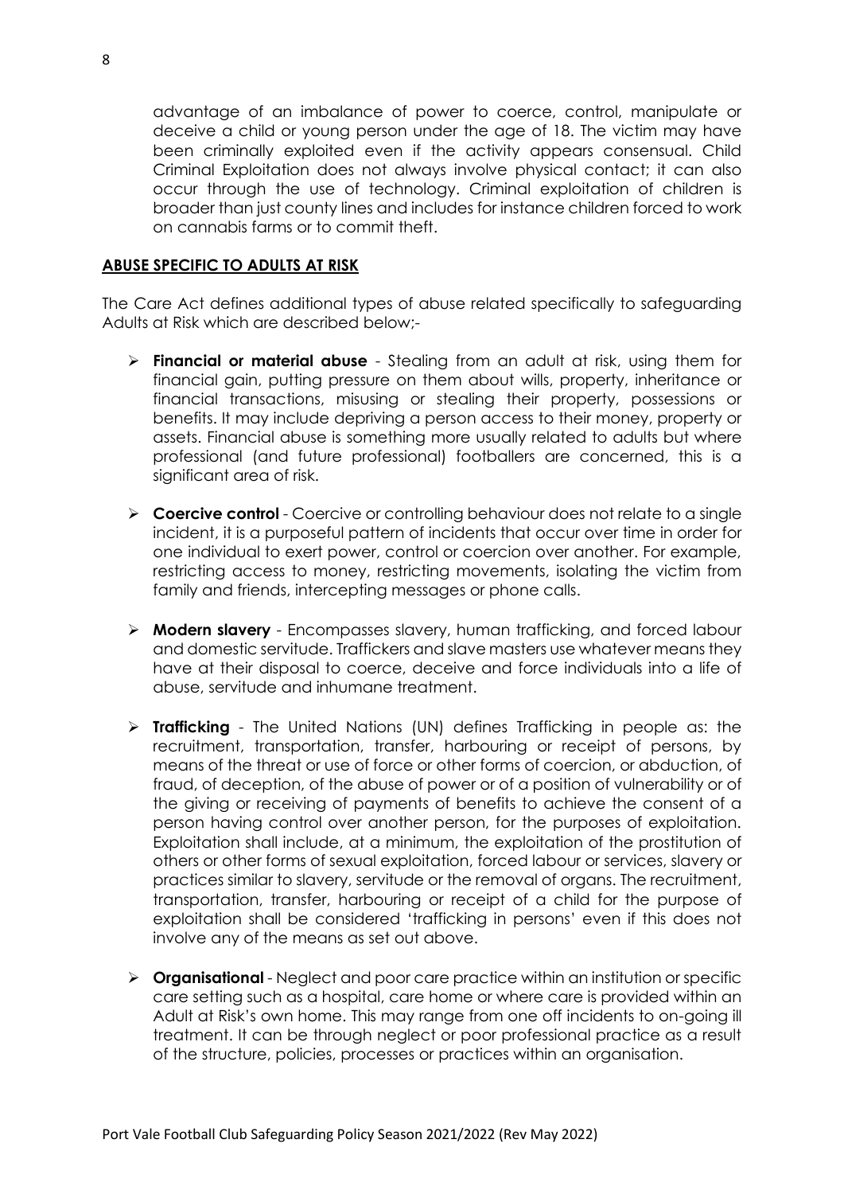advantage of an imbalance of power to coerce, control, manipulate or deceive a child or young person under the age of 18. The victim may have been criminally exploited even if the activity appears consensual. Child Criminal Exploitation does not always involve physical contact; it can also occur through the use of technology. Criminal exploitation of children is broader than just county lines and includes for instance children forced to work on cannabis farms or to commit theft.

**ABUSE SPECIFIC TO ADULTS AT RISK**

The Care Act defines additional types of abuse related specifically to safeguarding Adults at Risk which are described below;-

- **Financial or material abuse** - Stealing from an adult at risk, using them for financial gain, putting pressure on them about wills, property, inheritance or financial transactions, misusing or stealing their property, possessions or benefits. It may include depriving a person access to their money, property or assets. Financial abuse is something more usually related to adults but where professional (and future professional) footballers are concerned, this is a significant area of risk.

- **Coercive control** - Coercive or controlling behaviour does not relate to a single incident, it is a purposeful pattern of incidents that occur over time in order for one individual to exert power, control or coercion over another. For example, restricting access to money, restricting movements, isolating the victim from family and friends, intercepting messages or phone calls.

- **Modern slavery** - Encompasses slavery, human trafficking, and forced labour and domestic servitude. Traffickers and slave masters use whatever means they have at their disposal to coerce, deceive and force individuals into a life of abuse, servitude and inhumane treatment.

- **Trafficking** - The United Nations (UN) defines Trafficking in people as: the recruitment, transportation, transfer, harbouring or receipt of persons, by means of the threat or use of force or other forms of coercion, or abduction, of fraud, of deception, of the abuse of power or of a position of vulnerability or of the giving or receiving of payments of benefits to achieve the consent of a person having control over another person, for the purposes of exploitation. Exploitation shall include, at a minimum, the exploitation of the prostitution of others or other forms of sexual exploitation, forced labour or services, slavery or practices similar to slavery, servitude or the removal of organs. The recruitment, transportation, transfer, harbouring or receipt of a child for the purpose of exploitation shall be considered 'trafficking in persons' even if this does not involve any of the means as set out above.

- **Organisational** - Neglect and poor care practice within an institution or specific care setting such as a hospital, care home or where care is provided within an Adult at Risk's own home. This may range from one off incidents to on-going ill treatment. It can be through neglect or poor professional practice as a result of the structure, policies, processes or practices within an organisation.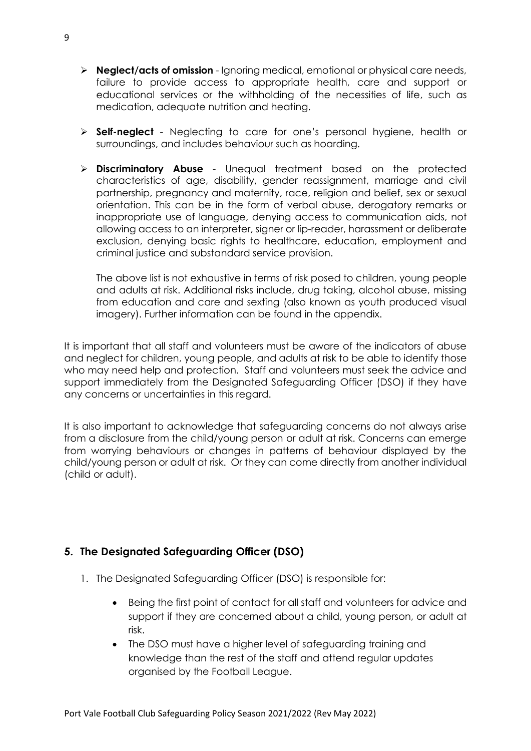- **Neglect/acts of omission** - Ignoring medical, emotional or physical care needs, failure to provide access to appropriate health, care and support or educational services or the withholding of the necessities of life, such as medication, adequate nutrition and heating.

- **Self-neglect** - Neglecting to care for one's personal hygiene, health or surroundings, and includes behaviour such as hoarding.

- **Discriminatory Abuse** - Unequal treatment based on the protected characteristics of age, disability, gender reassignment, marriage and civil partnership, pregnancy and maternity, race, religion and belief, sex or sexual orientation. This can be in the form of verbal abuse, derogatory remarks or inappropriate use of language, denying access to communication aids, not allowing access to an interpreter, signer or lip-reader, harassment or deliberate exclusion, denying basic rights to healthcare, education, employment and criminal justice and substandard service provision.

  The above list is not exhaustive in terms of risk posed to children, young people and adults at risk. Additional risks include, drug taking, alcohol abuse, missing from education and care and sexting (also known as youth produced visual imagery). Further information can be found in the appendix.

It is important that all staff and volunteers must be aware of the indicators of abuse and neglect for children, young people, and adults at risk to be able to identify those who may need help and protection. Staff and volunteers must seek the advice and support immediately from the Designated Safeguarding Officer (DSO) if they have any concerns or uncertainties in this regard.

It is also important to acknowledge that safeguarding concerns do not always arise from a disclosure from the child/young person or adult at risk. Concerns can emerge from worrying behaviours or changes in patterns of behaviour displayed by the child/young person or adult at risk. Or they can come directly from another individual (child or adult).

## 5. The Designated Safeguarding Officer (DSO)

1. The Designated Safeguarding Officer (DSO) is responsible for:

   - Being the first point of contact for all staff and volunteers for advice and support if they are concerned about a child, young person, or adult at risk.
   - The DSO must have a higher level of safeguarding training and knowledge than the rest of the staff and attend regular updates organised by the Football League.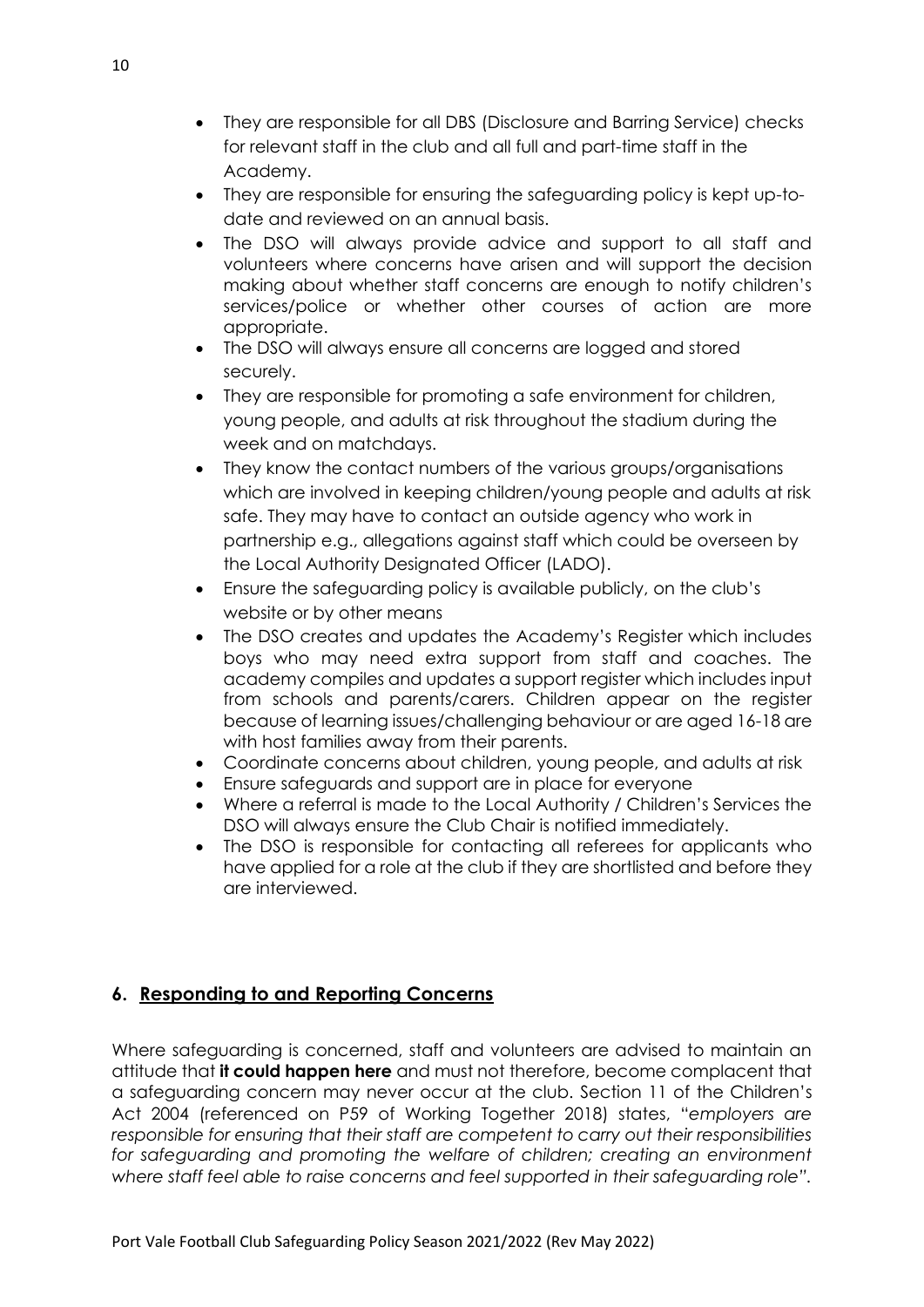- They are responsible for all DBS (Disclosure and Barring Service) checks for relevant staff in the club and all full and part-time staff in the Academy.
- They are responsible for ensuring the safeguarding policy is kept up-to-date and reviewed on an annual basis.
- The DSO will always provide advice and support to all staff and volunteers where concerns have arisen and will support the decision making about whether staff concerns are enough to notify children's services/police or whether other courses of action are more appropriate.
- The DSO will always ensure all concerns are logged and stored securely.
- They are responsible for promoting a safe environment for children, young people, and adults at risk throughout the stadium during the week and on matchdays.
- They know the contact numbers of the various groups/organisations which are involved in keeping children/young people and adults at risk safe. They may have to contact an outside agency who work in partnership e.g., allegations against staff which could be overseen by the Local Authority Designated Officer (LADO).
- Ensure the safeguarding policy is available publicly, on the club's website or by other means
- The DSO creates and updates the Academy's Register which includes boys who may need extra support from staff and coaches. The academy compiles and updates a support register which includes input from schools and parents/carers. Children appear on the register because of learning issues/challenging behaviour or are aged 16-18 are with host families away from their parents.
- Coordinate concerns about children, young people, and adults at risk
- Ensure safeguards and support are in place for everyone
- Where a referral is made to the Local Authority / Children's Services the DSO will always ensure the Club Chair is notified immediately.
- The DSO is responsible for contacting all referees for applicants who have applied for a role at the club if they are shortlisted and before they are interviewed.

## 6. Responding to and Reporting Concerns

Where safeguarding is concerned, staff and volunteers are advised to maintain an attitude that **it could happen here** and must not therefore, become complacent that a safeguarding concern may never occur at the club. Section 11 of the Children's Act 2004 (referenced on P59 of Working Together 2018) states, "*employers are responsible for ensuring that their staff are competent to carry out their responsibilities for safeguarding and promoting the welfare of children; creating an environment where staff feel able to raise concerns and feel supported in their safeguarding role*".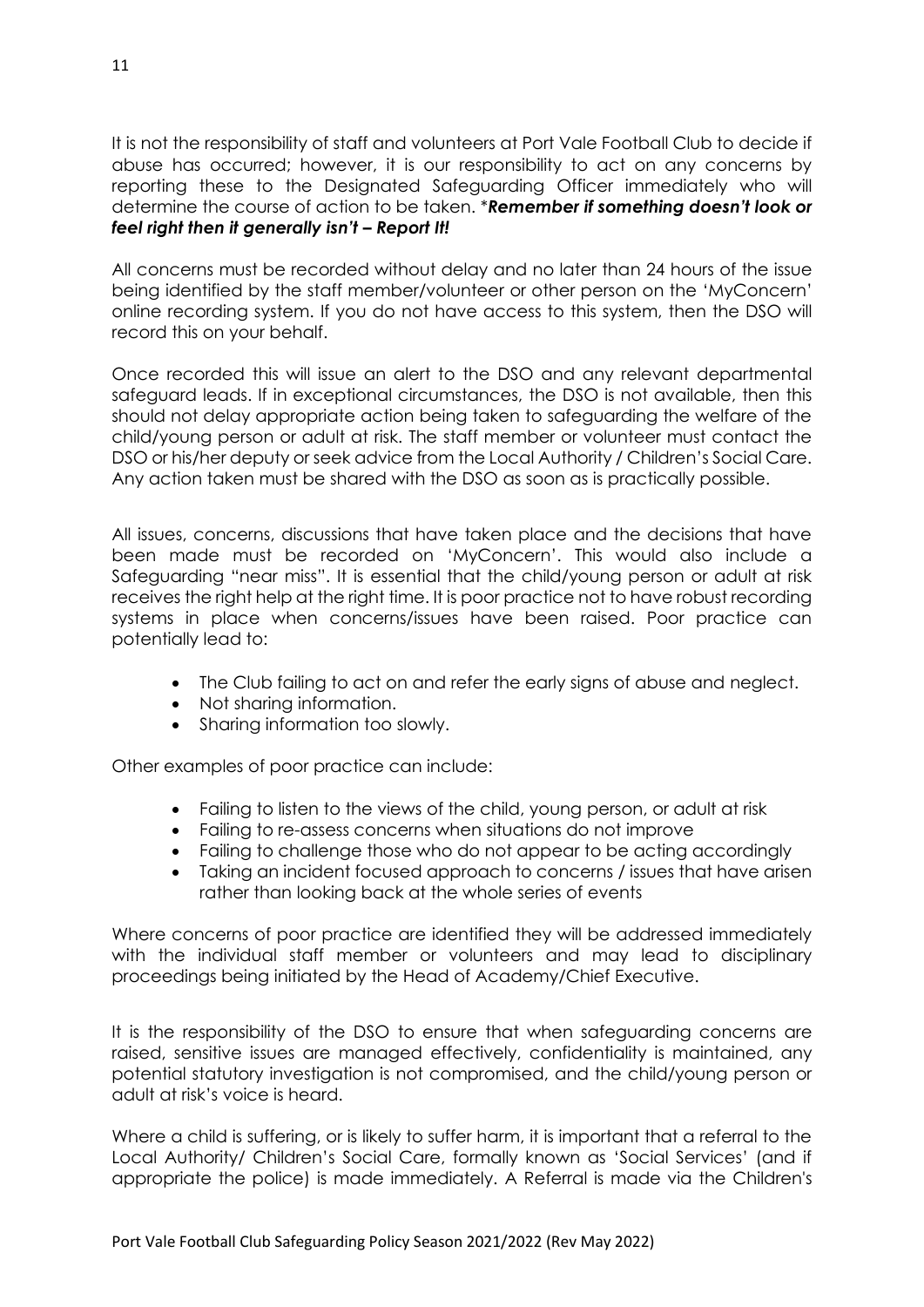It is not the responsibility of staff and volunteers at Port Vale Football Club to decide if abuse has occurred; however, it is our responsibility to act on any concerns by reporting these to the Designated Safeguarding Officer immediately who will determine the course of action to be taken. ****Remember if something doesn't look or feel right then it generally isn't – Report It!***

All concerns must be recorded without delay and no later than 24 hours of the issue being identified by the staff member/volunteer or other person on the 'MyConcern' online recording system. If you do not have access to this system, then the DSO will record this on your behalf.

Once recorded this will issue an alert to the DSO and any relevant departmental safeguard leads. If in exceptional circumstances, the DSO is not available, then this should not delay appropriate action being taken to safeguarding the welfare of the child/young person or adult at risk. The staff member or volunteer must contact the DSO or his/her deputy or seek advice from the Local Authority / Children's Social Care. Any action taken must be shared with the DSO as soon as is practically possible.

All issues, concerns, discussions that have taken place and the decisions that have been made must be recorded on 'MyConcern'. This would also include a Safeguarding "near miss". It is essential that the child/young person or adult at risk receives the right help at the right time. It is poor practice not to have robust recording systems in place when concerns/issues have been raised. Poor practice can potentially lead to:

- The Club failing to act on and refer the early signs of abuse and neglect.
- Not sharing information.
- Sharing information too slowly.

Other examples of poor practice can include:

- Failing to listen to the views of the child, young person, or adult at risk
- Failing to re-assess concerns when situations do not improve
- Failing to challenge those who do not appear to be acting accordingly
- Taking an incident focused approach to concerns / issues that have arisen rather than looking back at the whole series of events

Where concerns of poor practice are identified they will be addressed immediately with the individual staff member or volunteers and may lead to disciplinary proceedings being initiated by the Head of Academy/Chief Executive.

It is the responsibility of the DSO to ensure that when safeguarding concerns are raised, sensitive issues are managed effectively, confidentiality is maintained, any potential statutory investigation is not compromised, and the child/young person or adult at risk's voice is heard.

Where a child is suffering, or is likely to suffer harm, it is important that a referral to the Local Authority/ Children's Social Care, formally known as 'Social Services' (and if appropriate the police) is made immediately. A Referral is made via the Children's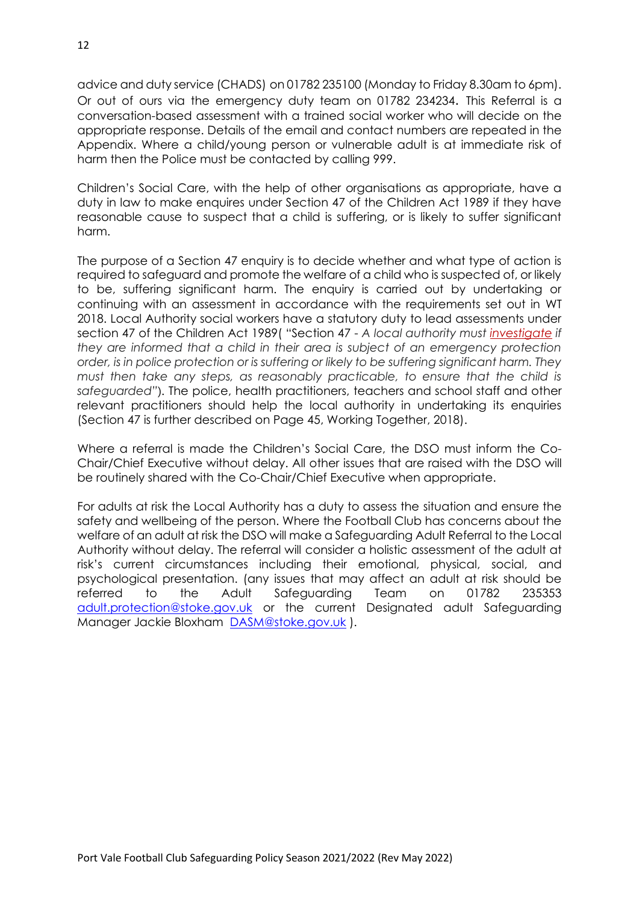advice and duty service (CHADS) on 01782 235100 (Monday to Friday 8.30am to 6pm). Or out of ours via the emergency duty team on 01782 234234. This Referral is a conversation-based assessment with a trained social worker who will decide on the appropriate response. Details of the email and contact numbers are repeated in the Appendix. Where a child/young person or vulnerable adult is at immediate risk of harm then the Police must be contacted by calling 999.

Children's Social Care, with the help of other organisations as appropriate, have a duty in law to make enquires under Section 47 of the Children Act 1989 if they have reasonable cause to suspect that a child is suffering, or is likely to suffer significant harm.

The purpose of a Section 47 enquiry is to decide whether and what type of action is required to safeguard and promote the welfare of a child who is suspected of, or likely to be, suffering significant harm. The enquiry is carried out by undertaking or continuing with an assessment in accordance with the requirements set out in WT 2018. Local Authority social workers have a statutory duty to lead assessments under section 47 of the Children Act 1989( "Section 47 - *A local authority must investigate if they are informed that a child in their area is subject of an emergency protection order, is in police protection or is suffering or likely to be suffering significant harm. They must then take any steps, as reasonably practicable, to ensure that the child is safeguarded*"). The police, health practitioners, teachers and school staff and other relevant practitioners should help the local authority in undertaking its enquiries (Section 47 is further described on Page 45, Working Together, 2018).

Where a referral is made the Children's Social Care, the DSO must inform the Co-Chair/Chief Executive without delay. All other issues that are raised with the DSO will be routinely shared with the Co-Chair/Chief Executive when appropriate.

For adults at risk the Local Authority has a duty to assess the situation and ensure the safety and wellbeing of the person. Where the Football Club has concerns about the welfare of an adult at risk the DSO will make a Safeguarding Adult Referral to the Local Authority without delay. The referral will consider a holistic assessment of the adult at risk's current circumstances including their emotional, physical, social, and psychological presentation. (any issues that may affect an adult at risk should be referred to the Adult Safeguarding Team on 01782 235353 adult.protection@stoke.gov.uk or the current Designated adult Safeguarding Manager Jackie Bloxham DASM@stoke.gov.uk ).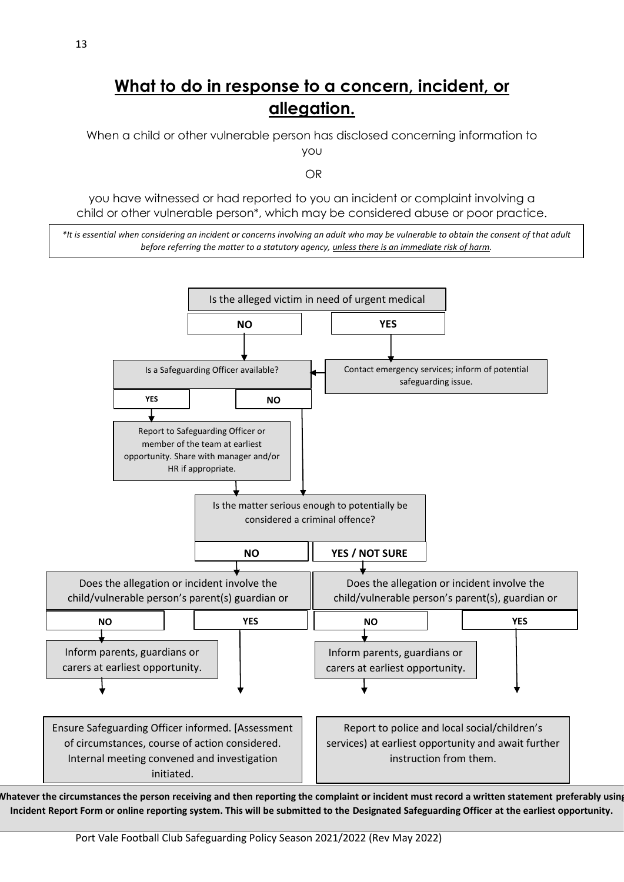# **What to do in response to a concern, incident, or allegation.**

When a child or other vulnerable person has disclosed concerning information to you

OR

you have witnessed or had reported to you an incident or complaint involving a child or other vulnerable person*, which may be considered abuse or poor practice.

*\*It is essential when considering an incident or concerns involving an adult who may be vulnerable to obtain the consent of that adult before referring the matter to a statutory agency, unless there is an immediate risk of harm.*

Is the alleged victim in need of urgent medical

- **NO** → Is a Safeguarding Officer available?
- **YES** → Contact emergency services; inform of potential safeguarding issue. → Is a Safeguarding Officer available?

Is a Safeguarding Officer available?

- **YES** → Report to Safeguarding Officer or member of the team at earliest opportunity. Share with manager and/or HR if appropriate. → Is the matter serious enough to potentially be considered a criminal offence?
- **NO** → Is the matter serious enough to potentially be considered a criminal offence?

Is the matter serious enough to potentially be considered a criminal offence?

- **NO** → Does the allegation or incident involve the child/vulnerable person's parent(s) guardian or
  - **NO** → Inform parents, guardians or carers at earliest opportunity. → Ensure Safeguarding Officer informed. [Assessment of circumstances, course of action considered. Internal meeting convened and investigation initiated.
  - **YES** → Ensure Safeguarding Officer informed. [Assessment of circumstances, course of action considered. Internal meeting convened and investigation initiated.
- **YES / NOT SURE** → Does the allegation or incident involve the child/vulnerable person's parent(s), guardian or
  - **NO** → Inform parents, guardians or carers at earliest opportunity. → Report to police and local social/children's services) at earliest opportunity and await further instruction from them.
  - **YES** → Report to police and local social/children's services) at earliest opportunity and await further instruction from them.

**Whatever the circumstances the person receiving and then reporting the complaint or incident must record a written statement preferably using Incident Report Form or online reporting system. This will be submitted to the Designated Safeguarding Officer at the earliest opportunity.**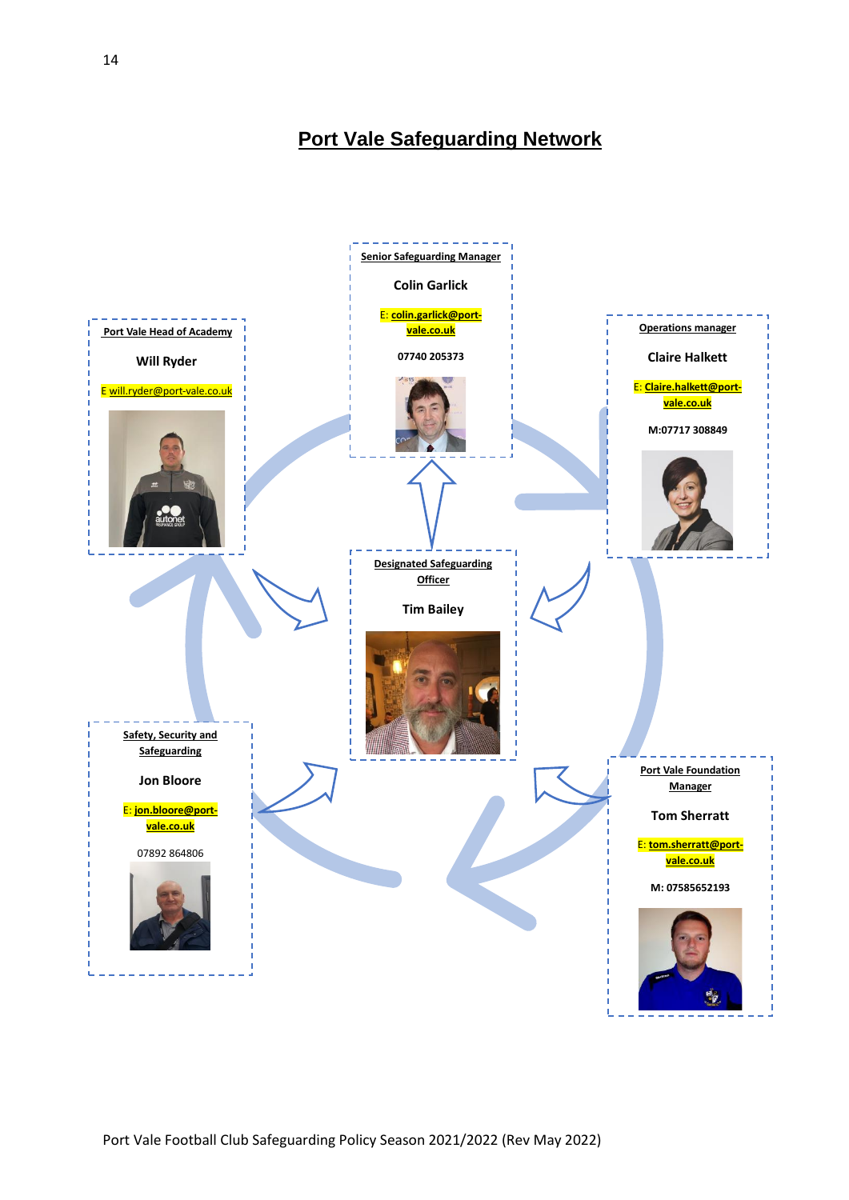# Port Vale Safeguarding Network

**Senior Safeguarding Manager**

**Colin Garlick**

E: **colin.garlick@port-vale.co.uk**

**07740 205373**

**Port Vale Head of Academy**

**Will Ryder**

E will.ryder@port-vale.co.uk

**Operations manager**

**Claire Halkett**

E: **Claire.halkett@port-vale.co.uk**

**M:07717 308849**

**Designated Safeguarding Officer**

**Tim Bailey**

**Safety, Security and Safeguarding**

**Jon Bloore**

E: **jon.bloore@port-vale.co.uk**

07892 864806

**Port Vale Foundation Manager**

**Tom Sherratt**

E: **tom.sherratt@port-vale.co.uk**

**M: 07585652193**

Port Vale Football Club Safeguarding Policy Season 2021/2022 (Rev May 2022)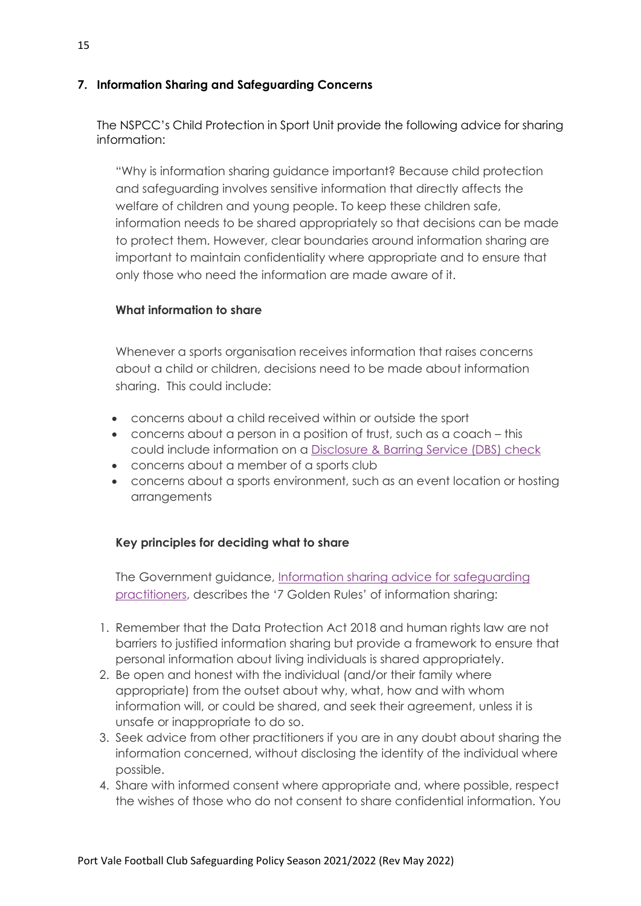## 7. Information Sharing and Safeguarding Concerns

The NSPCC's Child Protection in Sport Unit provide the following advice for sharing information:

"Why is information sharing guidance important? Because child protection and safeguarding involves sensitive information that directly affects the welfare of children and young people. To keep these children safe, information needs to be shared appropriately so that decisions can be made to protect them. However, clear boundaries around information sharing are important to maintain confidentiality where appropriate and to ensure that only those who need the information are made aware of it.

**What information to share**

Whenever a sports organisation receives information that raises concerns about a child or children, decisions need to be made about information sharing. This could include:

- concerns about a child received within or outside the sport
- concerns about a person in a position of trust, such as a coach – this could include information on a Disclosure & Barring Service (DBS) check
- concerns about a member of a sports club
- concerns about a sports environment, such as an event location or hosting arrangements

**Key principles for deciding what to share**

The Government guidance, Information sharing advice for safeguarding practitioners, describes the '7 Golden Rules' of information sharing:

1. Remember that the Data Protection Act 2018 and human rights law are not barriers to justified information sharing but provide a framework to ensure that personal information about living individuals is shared appropriately.
2. Be open and honest with the individual (and/or their family where appropriate) from the outset about why, what, how and with whom information will, or could be shared, and seek their agreement, unless it is unsafe or inappropriate to do so.
3. Seek advice from other practitioners if you are in any doubt about sharing the information concerned, without disclosing the identity of the individual where possible.
4. Share with informed consent where appropriate and, where possible, respect the wishes of those who do not consent to share confidential information. You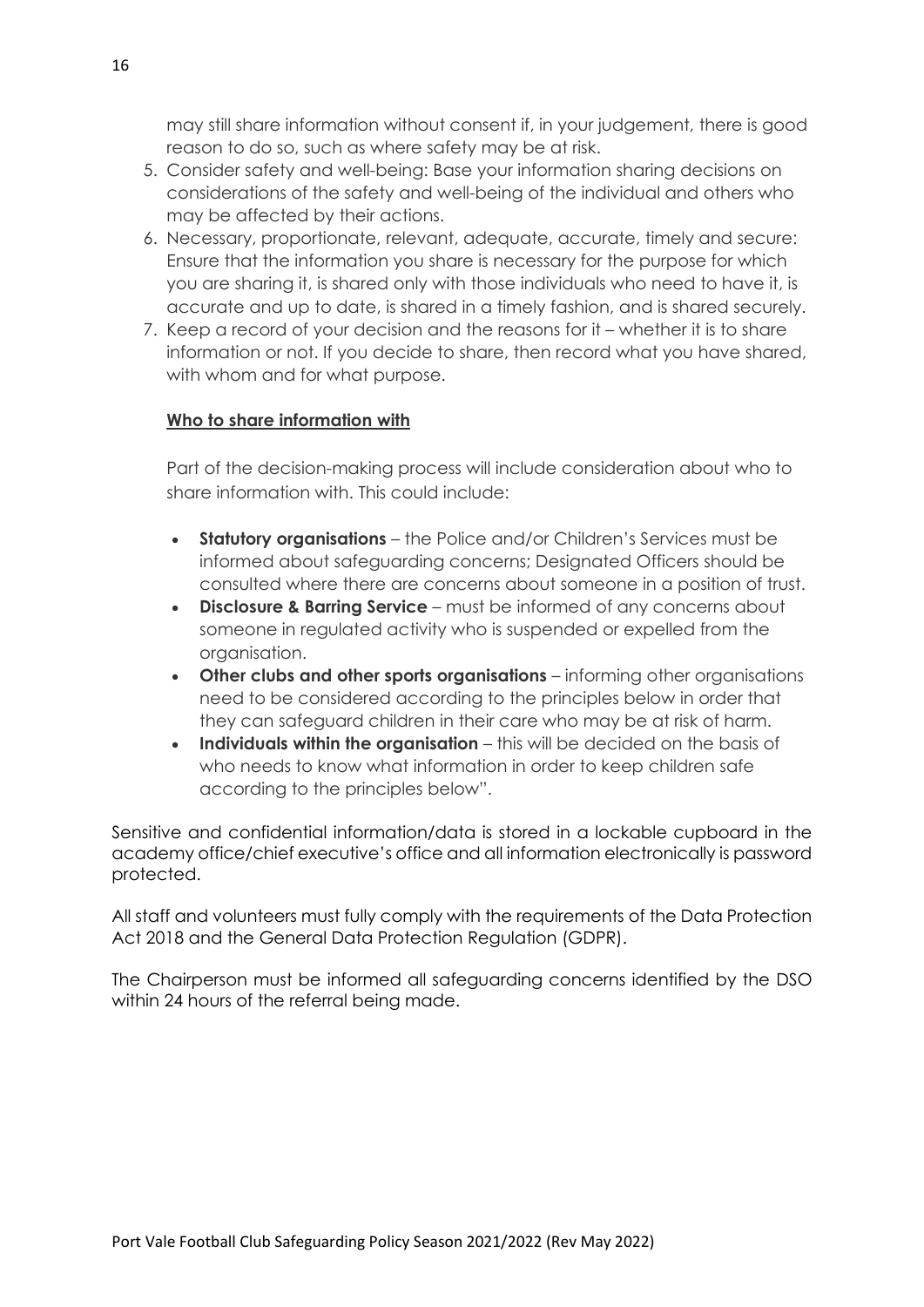may still share information without consent if, in your judgement, there is good reason to do so, such as where safety may be at risk.

5. Consider safety and well-being: Base your information sharing decisions on considerations of the safety and well-being of the individual and others who may be affected by their actions.
6. Necessary, proportionate, relevant, adequate, accurate, timely and secure: Ensure that the information you share is necessary for the purpose for which you are sharing it, is shared only with those individuals who need to have it, is accurate and up to date, is shared in a timely fashion, and is shared securely.
7. Keep a record of your decision and the reasons for it – whether it is to share information or not. If you decide to share, then record what you have shared, with whom and for what purpose.

**Who to share information with**

Part of the decision-making process will include consideration about who to share information with. This could include:

- **Statutory organisations** – the Police and/or Children's Services must be informed about safeguarding concerns; Designated Officers should be consulted where there are concerns about someone in a position of trust.
- **Disclosure & Barring Service** – must be informed of any concerns about someone in regulated activity who is suspended or expelled from the organisation.
- **Other clubs and other sports organisations** – informing other organisations need to be considered according to the principles below in order that they can safeguard children in their care who may be at risk of harm.
- **Individuals within the organisation** – this will be decided on the basis of who needs to know what information in order to keep children safe according to the principles below".

Sensitive and confidential information/data is stored in a lockable cupboard in the academy office/chief executive's office and all information electronically is password protected.

All staff and volunteers must fully comply with the requirements of the Data Protection Act 2018 and the General Data Protection Regulation (GDPR).

The Chairperson must be informed all safeguarding concerns identified by the DSO within 24 hours of the referral being made.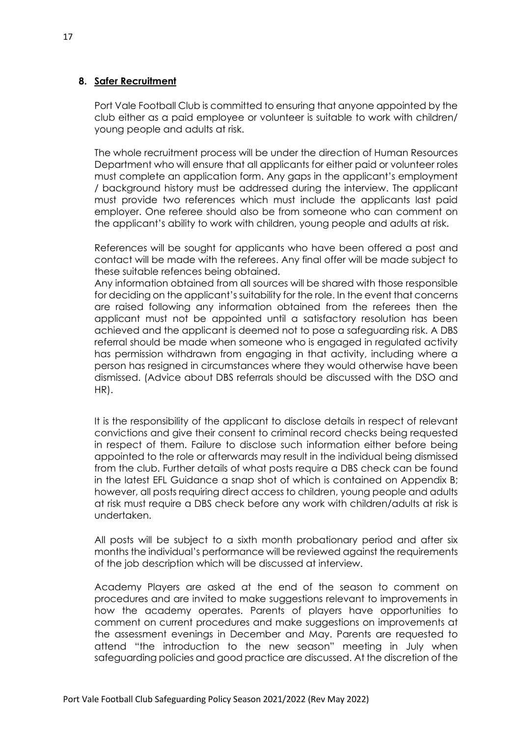## 8. Safer Recruitment

Port Vale Football Club is committed to ensuring that anyone appointed by the club either as a paid employee or volunteer is suitable to work with children/ young people and adults at risk.

The whole recruitment process will be under the direction of Human Resources Department who will ensure that all applicants for either paid or volunteer roles must complete an application form. Any gaps in the applicant's employment / background history must be addressed during the interview. The applicant must provide two references which must include the applicants last paid employer. One referee should also be from someone who can comment on the applicant's ability to work with children, young people and adults at risk.

References will be sought for applicants who have been offered a post and contact will be made with the referees. Any final offer will be made subject to these suitable refences being obtained.
Any information obtained from all sources will be shared with those responsible for deciding on the applicant's suitability for the role. In the event that concerns are raised following any information obtained from the referees then the applicant must not be appointed until a satisfactory resolution has been achieved and the applicant is deemed not to pose a safeguarding risk. A DBS referral should be made when someone who is engaged in regulated activity has permission withdrawn from engaging in that activity, including where a person has resigned in circumstances where they would otherwise have been dismissed. (Advice about DBS referrals should be discussed with the DSO and HR).

It is the responsibility of the applicant to disclose details in respect of relevant convictions and give their consent to criminal record checks being requested in respect of them. Failure to disclose such information either before being appointed to the role or afterwards may result in the individual being dismissed from the club. Further details of what posts require a DBS check can be found in the latest EFL Guidance a snap shot of which is contained on Appendix B; however, all posts requiring direct access to children, young people and adults at risk must require a DBS check before any work with children/adults at risk is undertaken.

All posts will be subject to a sixth month probationary period and after six months the individual's performance will be reviewed against the requirements of the job description which will be discussed at interview.

Academy Players are asked at the end of the season to comment on procedures and are invited to make suggestions relevant to improvements in how the academy operates. Parents of players have opportunities to comment on current procedures and make suggestions on improvements at the assessment evenings in December and May. Parents are requested to attend "the introduction to the new season" meeting in July when safeguarding policies and good practice are discussed. At the discretion of the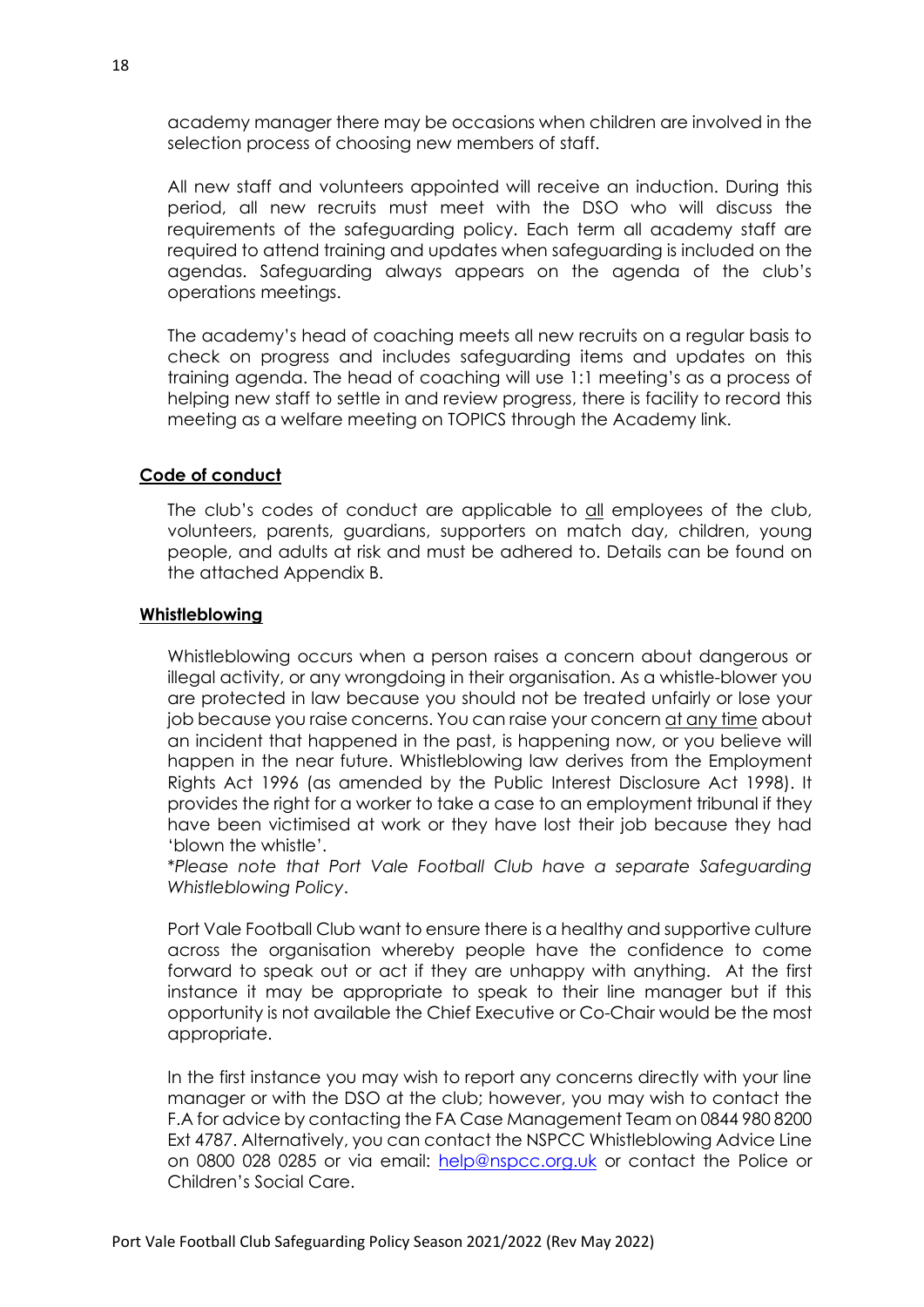academy manager there may be occasions when children are involved in the selection process of choosing new members of staff.

All new staff and volunteers appointed will receive an induction. During this period, all new recruits must meet with the DSO who will discuss the requirements of the safeguarding policy. Each term all academy staff are required to attend training and updates when safeguarding is included on the agendas. Safeguarding always appears on the agenda of the club's operations meetings.

The academy's head of coaching meets all new recruits on a regular basis to check on progress and includes safeguarding items and updates on this training agenda. The head of coaching will use 1:1 meeting's as a process of helping new staff to settle in and review progress, there is facility to record this meeting as a welfare meeting on TOPICS through the Academy link.

**Code of conduct**

The club's codes of conduct are applicable to <u>all</u> employees of the club, volunteers, parents, guardians, supporters on match day, children, young people, and adults at risk and must be adhered to. Details can be found on the attached Appendix B.

**Whistleblowing**

Whistleblowing occurs when a person raises a concern about dangerous or illegal activity, or any wrongdoing in their organisation. As a whistle-blower you are protected in law because you should not be treated unfairly or lose your job because you raise concerns. You can raise your concern <u>at any time</u> about an incident that happened in the past, is happening now, or you believe will happen in the near future. Whistleblowing law derives from the Employment Rights Act 1996 (as amended by the Public Interest Disclosure Act 1998). It provides the right for a worker to take a case to an employment tribunal if they have been victimised at work or they have lost their job because they had 'blown the whistle'.
*\*Please note that Port Vale Football Club have a separate Safeguarding Whistleblowing Policy*.

Port Vale Football Club want to ensure there is a healthy and supportive culture across the organisation whereby people have the confidence to come forward to speak out or act if they are unhappy with anything. At the first instance it may be appropriate to speak to their line manager but if this opportunity is not available the Chief Executive or Co-Chair would be the most appropriate.

In the first instance you may wish to report any concerns directly with your line manager or with the DSO at the club; however, you may wish to contact the F.A for advice by contacting the FA Case Management Team on 0844 980 8200 Ext 4787. Alternatively, you can contact the NSPCC Whistleblowing Advice Line on 0800 028 0285 or via email: help@nspcc.org.uk or contact the Police or Children's Social Care.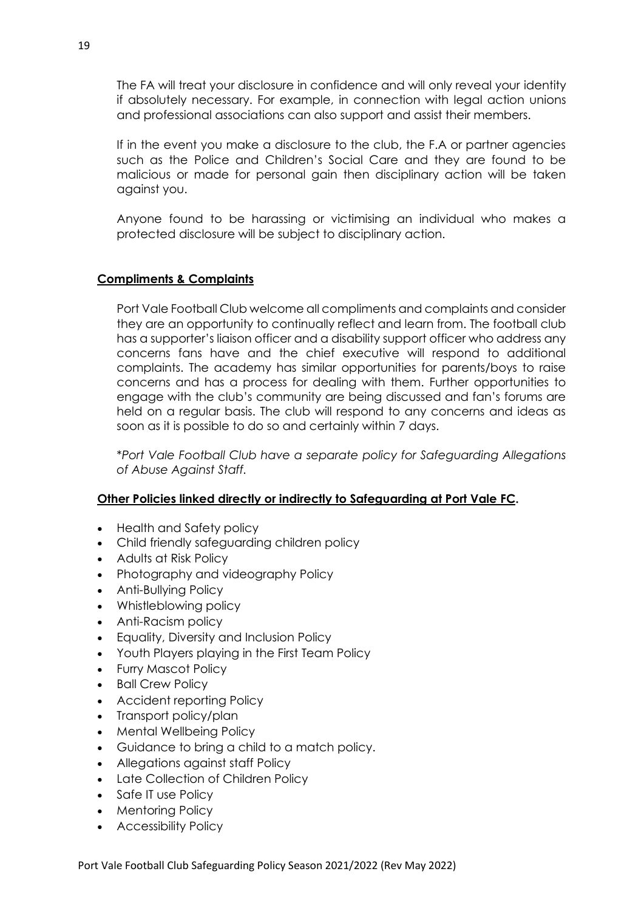The FA will treat your disclosure in confidence and will only reveal your identity if absolutely necessary. For example, in connection with legal action unions and professional associations can also support and assist their members.

If in the event you make a disclosure to the club, the F.A or partner agencies such as the Police and Children's Social Care and they are found to be malicious or made for personal gain then disciplinary action will be taken against you.

Anyone found to be harassing or victimising an individual who makes a protected disclosure will be subject to disciplinary action.

**Compliments & Complaints**

Port Vale Football Club welcome all compliments and complaints and consider they are an opportunity to continually reflect and learn from. The football club has a supporter's liaison officer and a disability support officer who address any concerns fans have and the chief executive will respond to additional complaints. The academy has similar opportunities for parents/boys to raise concerns and has a process for dealing with them. Further opportunities to engage with the club's community are being discussed and fan's forums are held on a regular basis. The club will respond to any concerns and ideas as soon as it is possible to do so and certainly within 7 days.

*\*Port Vale Football Club have a separate policy for Safeguarding Allegations of Abuse Against Staff.*

**Other Policies linked directly or indirectly to Safeguarding at Port Vale FC.**

- Health and Safety policy
- Child friendly safeguarding children policy
- Adults at Risk Policy
- Photography and videography Policy
- Anti-Bullying Policy
- Whistleblowing policy
- Anti-Racism policy
- Equality, Diversity and Inclusion Policy
- Youth Players playing in the First Team Policy
- Furry Mascot Policy
- Ball Crew Policy
- Accident reporting Policy
- Transport policy/plan
- Mental Wellbeing Policy
- Guidance to bring a child to a match policy.
- Allegations against staff Policy
- Late Collection of Children Policy
- Safe IT use Policy
- Mentoring Policy
- Accessibility Policy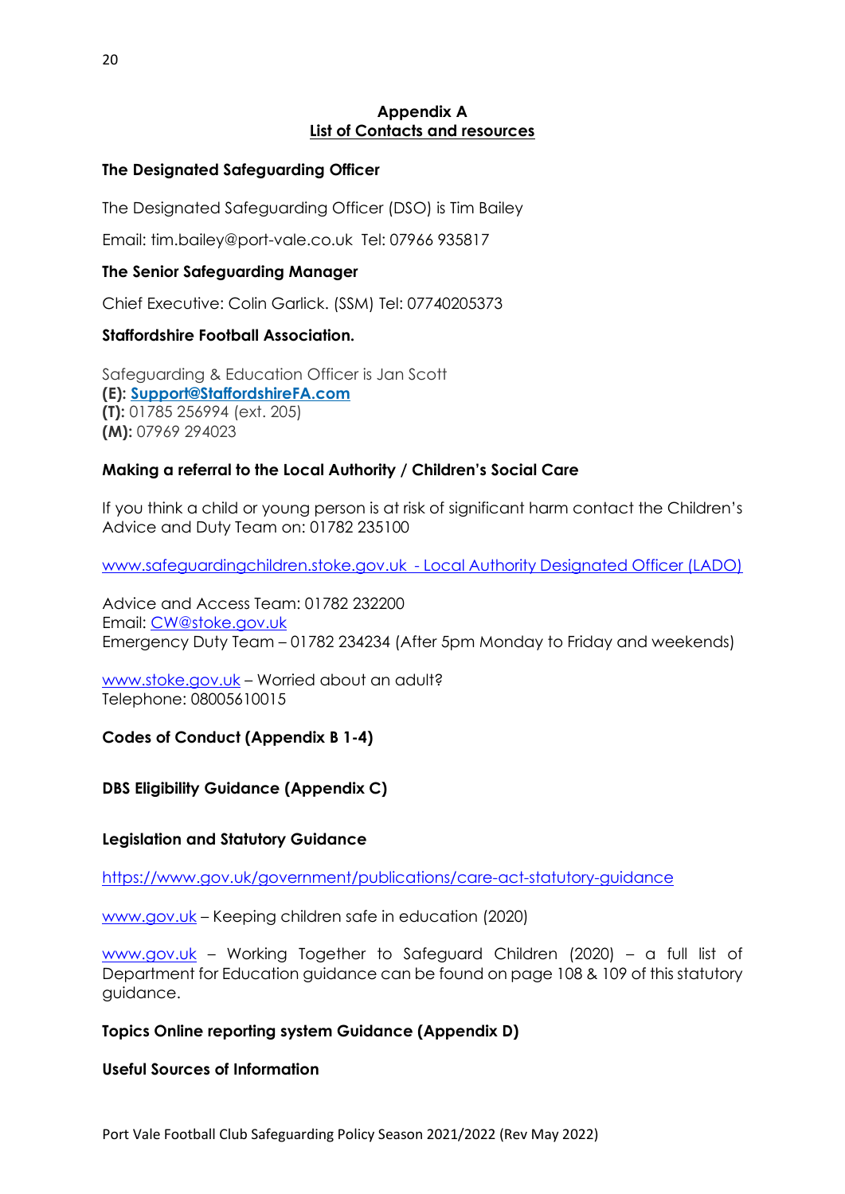## Appendix A
## List of Contacts and resources

### The Designated Safeguarding Officer

The Designated Safeguarding Officer (DSO) is Tim Bailey

Email: tim.bailey@port-vale.co.uk Tel: 07966 935817

### The Senior Safeguarding Manager

Chief Executive: Colin Garlick. (SSM) Tel: 07740205373

### Staffordshire Football Association.

Safeguarding & Education Officer is Jan Scott
**(E): Support@StaffordshireFA.com**
**(T):** 01785 256994 (ext. 205)
**(M):** 07969 294023

### Making a referral to the Local Authority / Children's Social Care

If you think a child or young person is at risk of significant harm contact the Children's Advice and Duty Team on: 01782 235100

www.safeguardingchildren.stoke.gov.uk - Local Authority Designated Officer (LADO)

Advice and Access Team: 01782 232200
Email: CW@stoke.gov.uk
Emergency Duty Team – 01782 234234 (After 5pm Monday to Friday and weekends)

www.stoke.gov.uk – Worried about an adult?
Telephone: 08005610015

### Codes of Conduct (Appendix B 1-4)

### DBS Eligibility Guidance (Appendix C)

### Legislation and Statutory Guidance

https://www.gov.uk/government/publications/care-act-statutory-guidance

www.gov.uk – Keeping children safe in education (2020)

www.gov.uk – Working Together to Safeguard Children (2020) – a full list of Department for Education guidance can be found on page 108 & 109 of this statutory guidance.

### Topics Online reporting system Guidance (Appendix D)

### Useful Sources of Information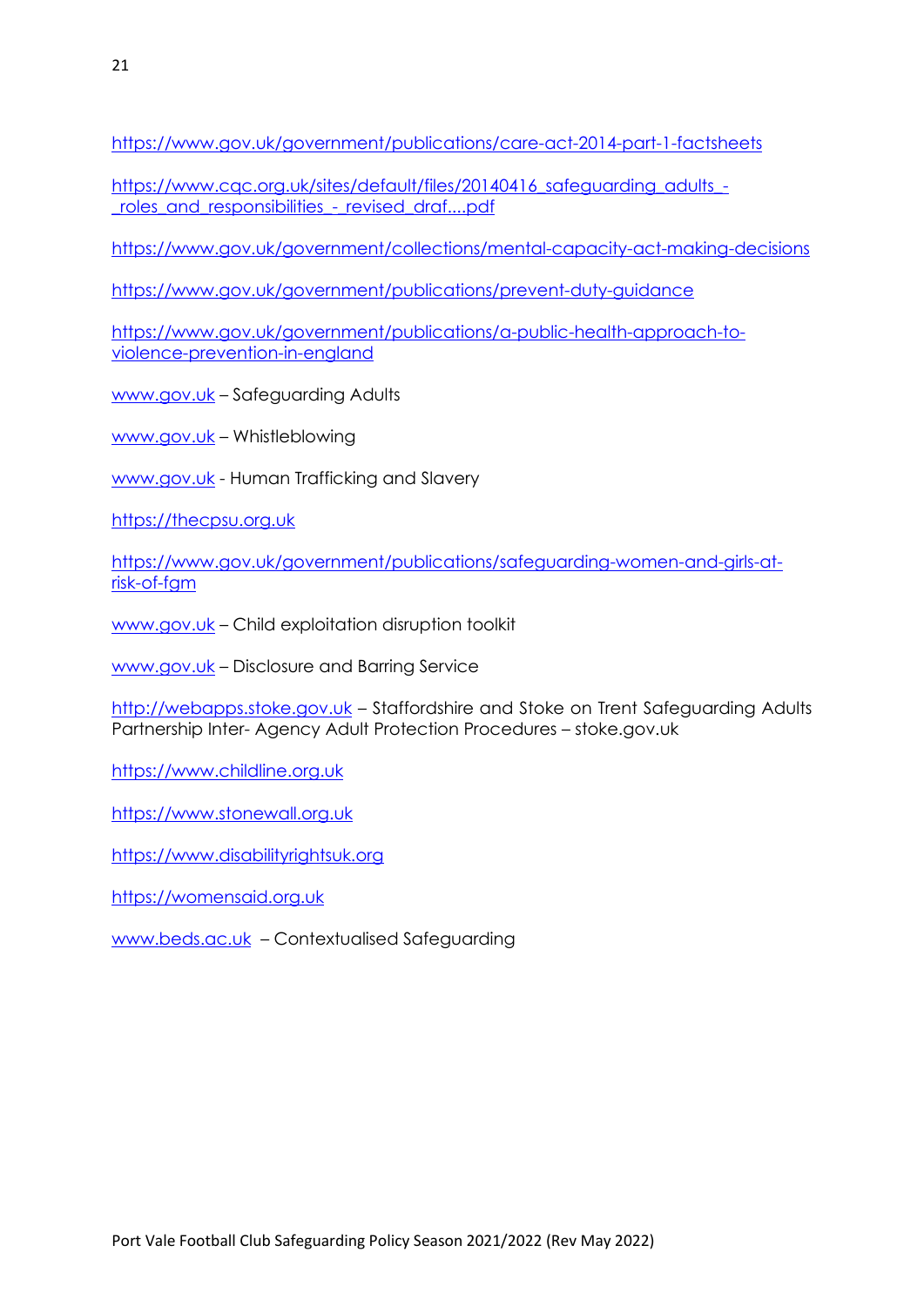https://www.gov.uk/government/publications/care-act-2014-part-1-factsheets

https://www.cqc.org.uk/sites/default/files/20140416_safeguarding_adults_-_roles_and_responsibilities_-_revised_draf....pdf

https://www.gov.uk/government/collections/mental-capacity-act-making-decisions

https://www.gov.uk/government/publications/prevent-duty-guidance

https://www.gov.uk/government/publications/a-public-health-approach-to-violence-prevention-in-england

www.gov.uk – Safeguarding Adults

www.gov.uk – Whistleblowing

www.gov.uk - Human Trafficking and Slavery

https://thecpsu.org.uk

https://www.gov.uk/government/publications/safeguarding-women-and-girls-at-risk-of-fgm

www.gov.uk – Child exploitation disruption toolkit

www.gov.uk – Disclosure and Barring Service

http://webapps.stoke.gov.uk – Staffordshire and Stoke on Trent Safeguarding Adults Partnership Inter- Agency Adult Protection Procedures – stoke.gov.uk

https://www.childline.org.uk

https://www.stonewall.org.uk

https://www.disabilityrightsuk.org

https://womensaid.org.uk

www.beds.ac.uk – Contextualised Safeguarding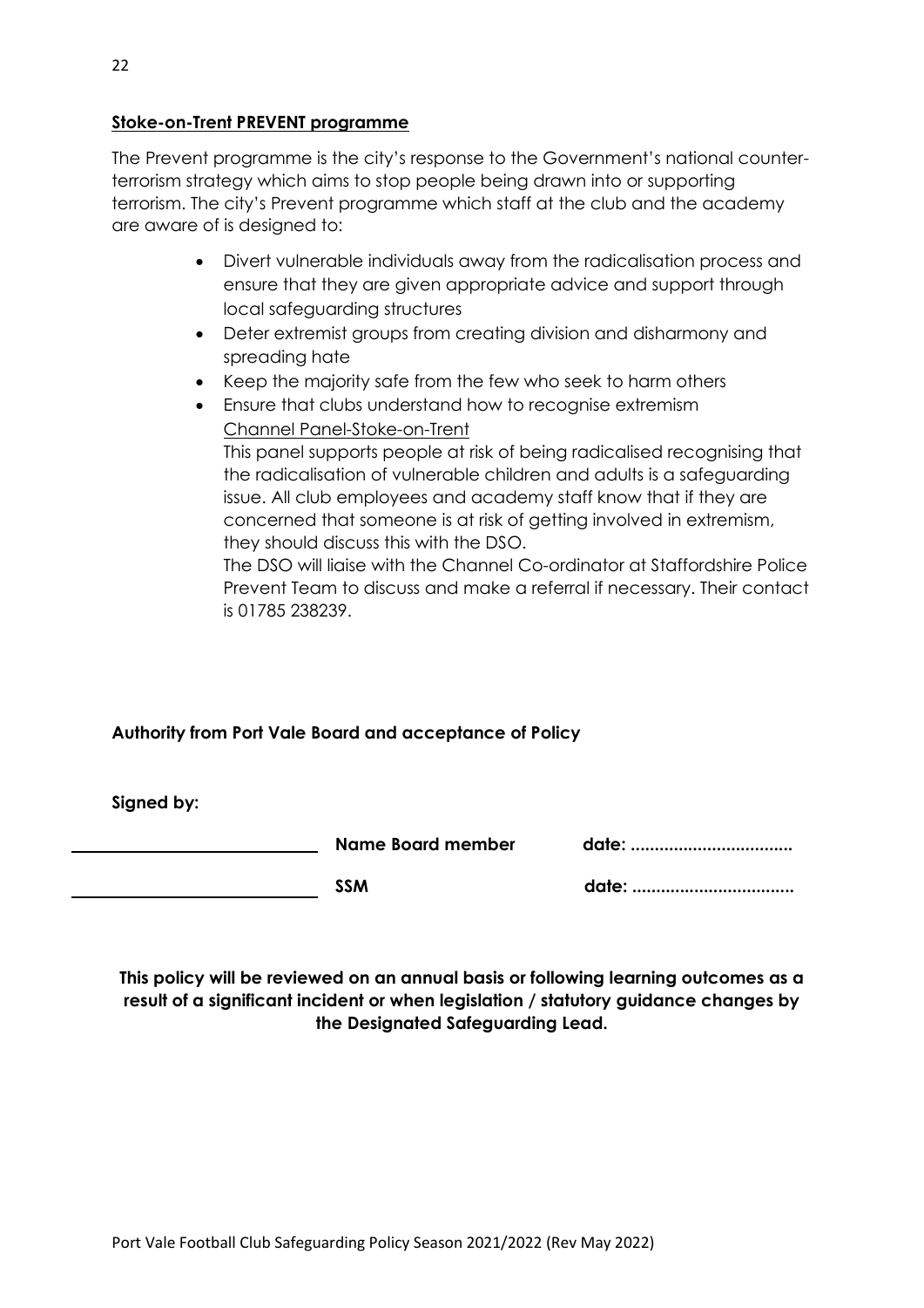**Stoke-on-Trent PREVENT programme**

The Prevent programme is the city's response to the Government's national counter-terrorism strategy which aims to stop people being drawn into or supporting terrorism. The city's Prevent programme which staff at the club and the academy are aware of is designed to:

- Divert vulnerable individuals away from the radicalisation process and ensure that they are given appropriate advice and support through local safeguarding structures
- Deter extremist groups from creating division and disharmony and spreading hate
- Keep the majority safe from the few who seek to harm others
- Ensure that clubs understand how to recognise extremism

  Channel Panel-Stoke-on-Trent

  This panel supports people at risk of being radicalised recognising that the radicalisation of vulnerable children and adults is a safeguarding issue. All club employees and academy staff know that if they are concerned that someone is at risk of getting involved in extremism, they should discuss this with the DSO.

  The DSO will liaise with the Channel Co-ordinator at Staffordshire Police Prevent Team to discuss and make a referral if necessary. Their contact is 01785 238239.

**Authority from Port Vale Board and acceptance of Policy**

**Signed by:**

| | | |
|---|---|---|
| ______________________ | **Name Board member** | **date: .................................** |
| ______________________ | **SSM** | **date: .................................** |

**This policy will be reviewed on an annual basis or following learning outcomes as a result of a significant incident or when legislation / statutory guidance changes by the Designated Safeguarding Lead.**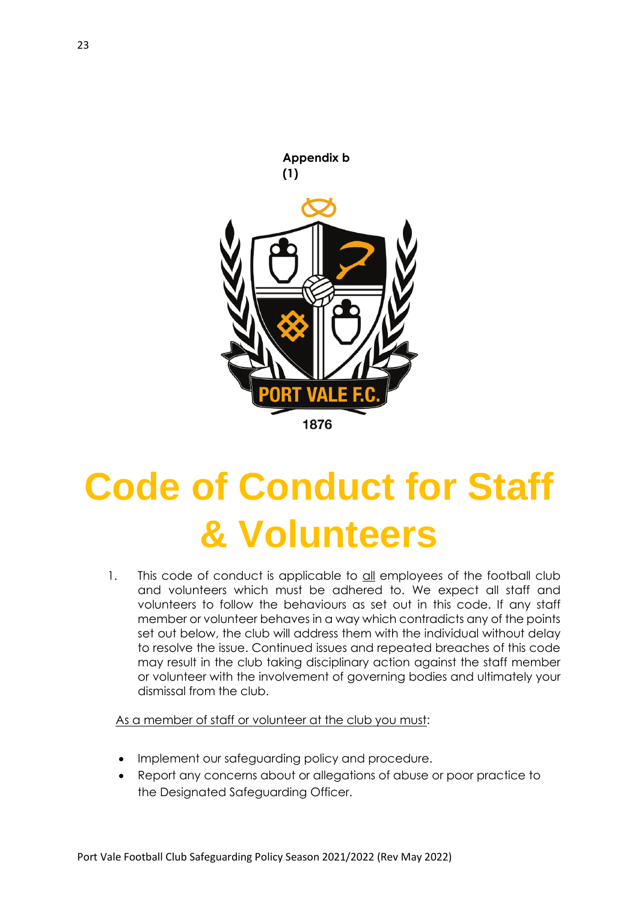**Appendix b (1)**

# Code of Conduct for Staff & Volunteers

1. This code of conduct is applicable to <u>all</u> employees of the football club and volunteers which must be adhered to. We expect all staff and volunteers to follow the behaviours as set out in this code. If any staff member or volunteer behaves in a way which contradicts any of the points set out below, the club will address them with the individual without delay to resolve the issue. Continued issues and repeated breaches of this code may result in the club taking disciplinary action against the staff member or volunteer with the involvement of governing bodies and ultimately your dismissal from the club.

<u>As a member of staff or volunteer at the club you must</u>:

- Implement our safeguarding policy and procedure.
- Report any concerns about or allegations of abuse or poor practice to the Designated Safeguarding Officer.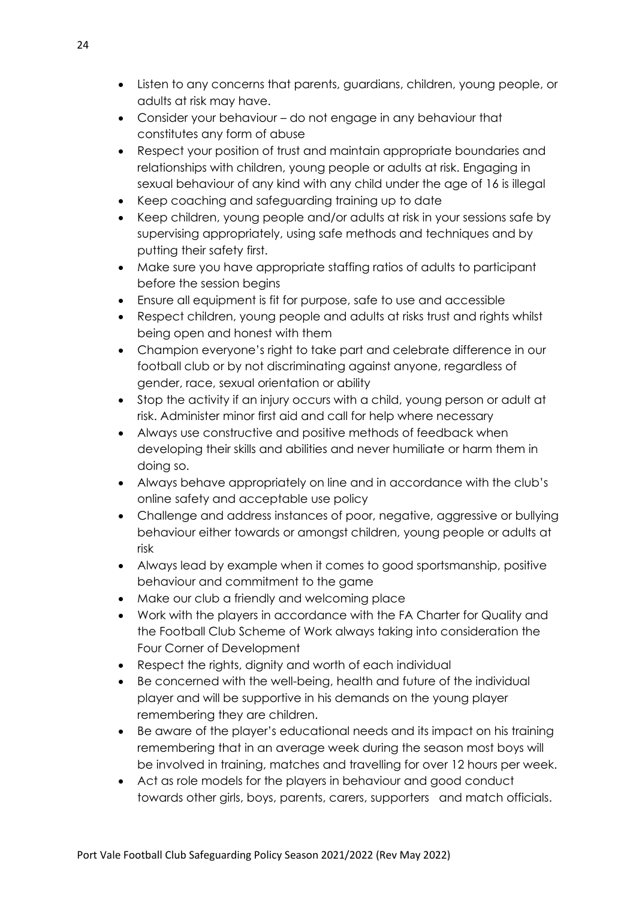- Listen to any concerns that parents, guardians, children, young people, or adults at risk may have.
- Consider your behaviour – do not engage in any behaviour that constitutes any form of abuse
- Respect your position of trust and maintain appropriate boundaries and relationships with children, young people or adults at risk. Engaging in sexual behaviour of any kind with any child under the age of 16 is illegal
- Keep coaching and safeguarding training up to date
- Keep children, young people and/or adults at risk in your sessions safe by supervising appropriately, using safe methods and techniques and by putting their safety first.
- Make sure you have appropriate staffing ratios of adults to participant before the session begins
- Ensure all equipment is fit for purpose, safe to use and accessible
- Respect children, young people and adults at risks trust and rights whilst being open and honest with them
- Champion everyone's right to take part and celebrate difference in our football club or by not discriminating against anyone, regardless of gender, race, sexual orientation or ability
- Stop the activity if an injury occurs with a child, young person or adult at risk. Administer minor first aid and call for help where necessary
- Always use constructive and positive methods of feedback when developing their skills and abilities and never humiliate or harm them in doing so.
- Always behave appropriately on line and in accordance with the club's online safety and acceptable use policy
- Challenge and address instances of poor, negative, aggressive or bullying behaviour either towards or amongst children, young people or adults at risk
- Always lead by example when it comes to good sportsmanship, positive behaviour and commitment to the game
- Make our club a friendly and welcoming place
- Work with the players in accordance with the FA Charter for Quality and the Football Club Scheme of Work always taking into consideration the Four Corner of Development
- Respect the rights, dignity and worth of each individual
- Be concerned with the well-being, health and future of the individual player and will be supportive in his demands on the young player remembering they are children.
- Be aware of the player's educational needs and its impact on his training remembering that in an average week during the season most boys will be involved in training, matches and travelling for over 12 hours per week.
- Act as role models for the players in behaviour and good conduct towards other girls, boys, parents, carers, supporters and match officials.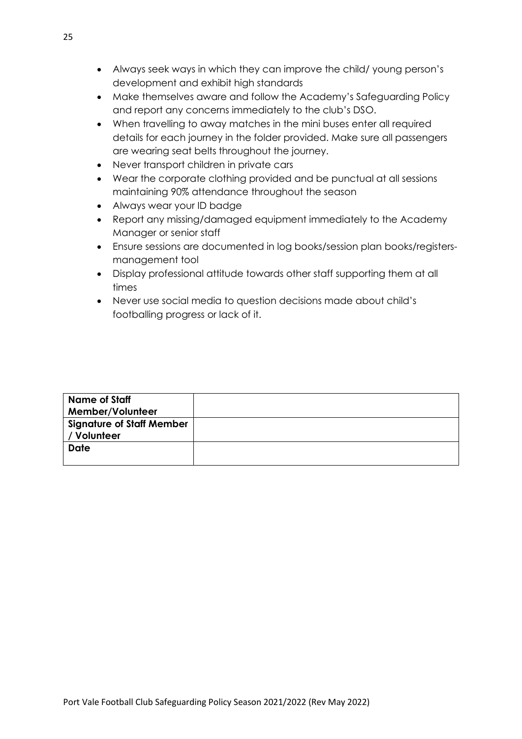- Always seek ways in which they can improve the child/ young person's development and exhibit high standards
- Make themselves aware and follow the Academy's Safeguarding Policy and report any concerns immediately to the club's DSO.
- When travelling to away matches in the mini buses enter all required details for each journey in the folder provided. Make sure all passengers are wearing seat belts throughout the journey.
- Never transport children in private cars
- Wear the corporate clothing provided and be punctual at all sessions maintaining 90% attendance throughout the season
- Always wear your ID badge
- Report any missing/damaged equipment immediately to the Academy Manager or senior staff
- Ensure sessions are documented in log books/session plan books/registers-management tool
- Display professional attitude towards other staff supporting them at all times
- Never use social media to question decisions made about child's footballing progress or lack of it.

| **Name of Staff Member/Volunteer** | |
|---|---|
| **Signature of Staff Member / Volunteer** | |
| **Date** | |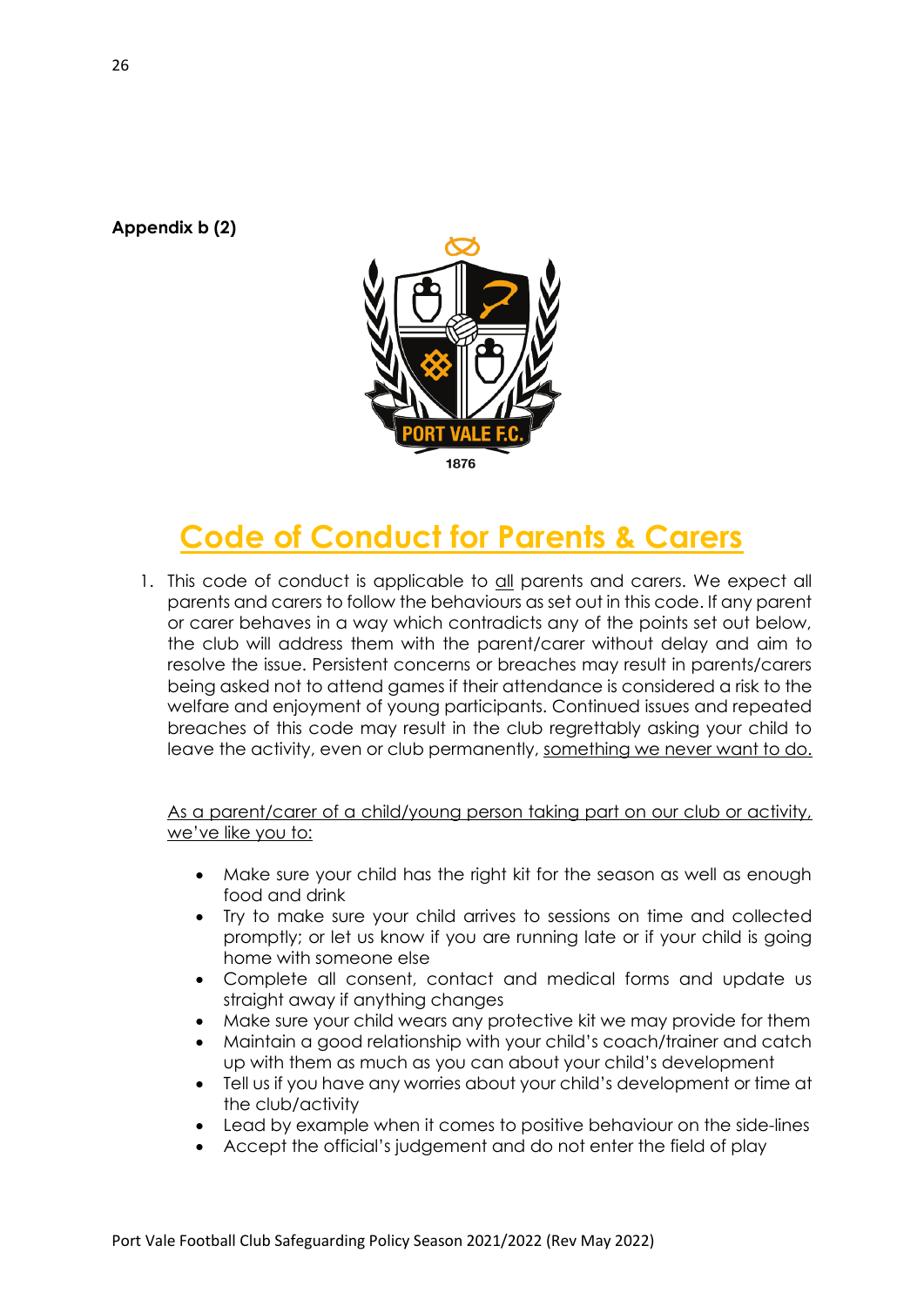**Appendix b (2)**

# Code of Conduct for Parents & Carers

1. This code of conduct is applicable to all parents and carers. We expect all parents and carers to follow the behaviours as set out in this code. If any parent or carer behaves in a way which contradicts any of the points set out below, the club will address them with the parent/carer without delay and aim to resolve the issue. Persistent concerns or breaches may result in parents/carers being asked not to attend games if their attendance is considered a risk to the welfare and enjoyment of young participants. Continued issues and repeated breaches of this code may result in the club regrettably asking your child to leave the activity, even or club permanently, something we never want to do.

As a parent/carer of a child/young person taking part on our club or activity, we've like you to:

- Make sure your child has the right kit for the season as well as enough food and drink
- Try to make sure your child arrives to sessions on time and collected promptly; or let us know if you are running late or if your child is going home with someone else
- Complete all consent, contact and medical forms and update us straight away if anything changes
- Make sure your child wears any protective kit we may provide for them
- Maintain a good relationship with your child's coach/trainer and catch up with them as much as you can about your child's development
- Tell us if you have any worries about your child's development or time at the club/activity
- Lead by example when it comes to positive behaviour on the side-lines
- Accept the official's judgement and do not enter the field of play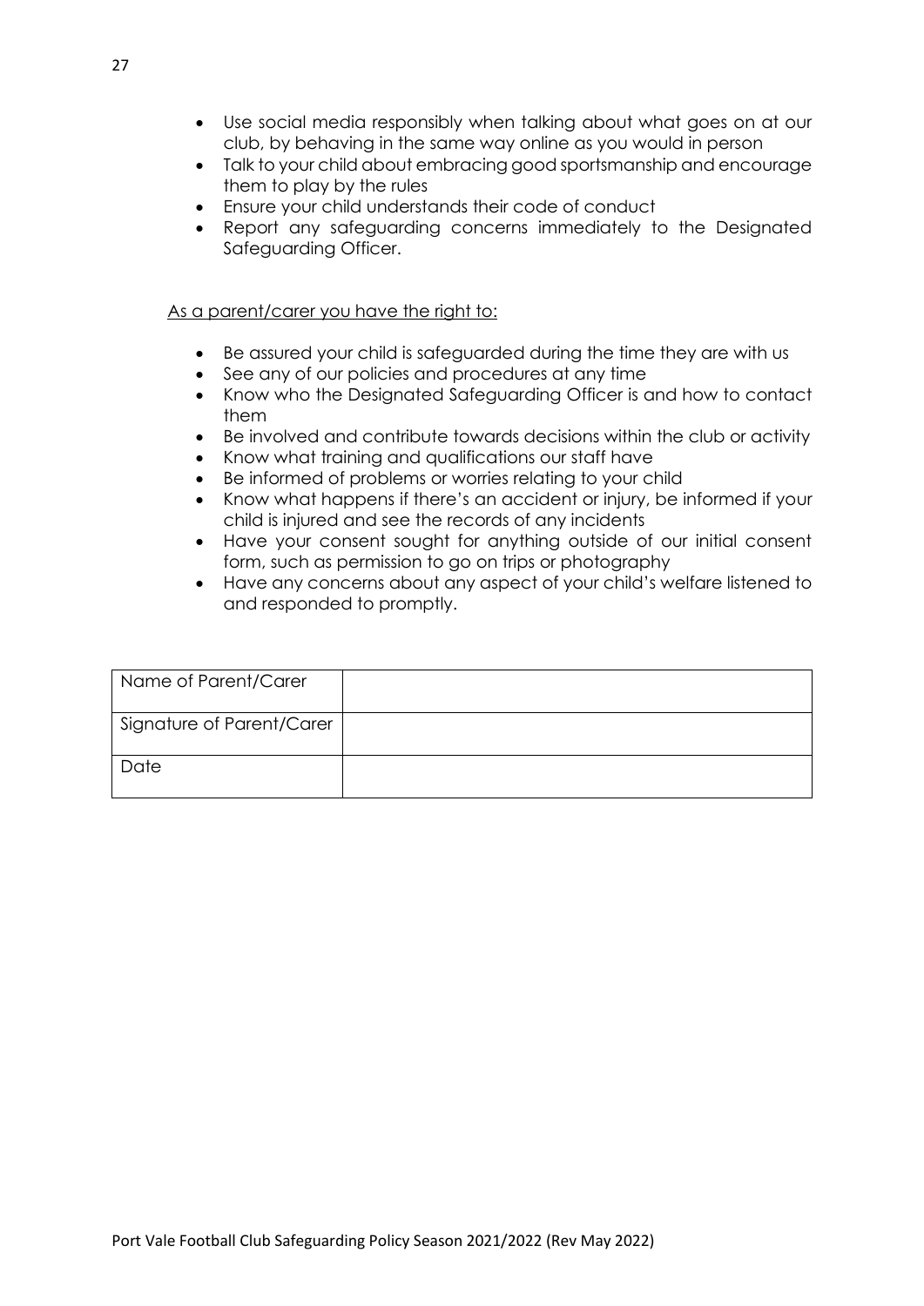- Use social media responsibly when talking about what goes on at our club, by behaving in the same way online as you would in person
- Talk to your child about embracing good sportsmanship and encourage them to play by the rules
- Ensure your child understands their code of conduct
- Report any safeguarding concerns immediately to the Designated Safeguarding Officer.

<u>As a parent/carer you have the right to:</u>

- Be assured your child is safeguarded during the time they are with us
- See any of our policies and procedures at any time
- Know who the Designated Safeguarding Officer is and how to contact them
- Be involved and contribute towards decisions within the club or activity
- Know what training and qualifications our staff have
- Be informed of problems or worries relating to your child
- Know what happens if there's an accident or injury, be informed if your child is injured and see the records of any incidents
- Have your consent sought for anything outside of our initial consent form, such as permission to go on trips or photography
- Have any concerns about any aspect of your child's welfare listened to and responded to promptly.

| Name of Parent/Carer | |
|---|---|
| Signature of Parent/Carer | |
| Date | |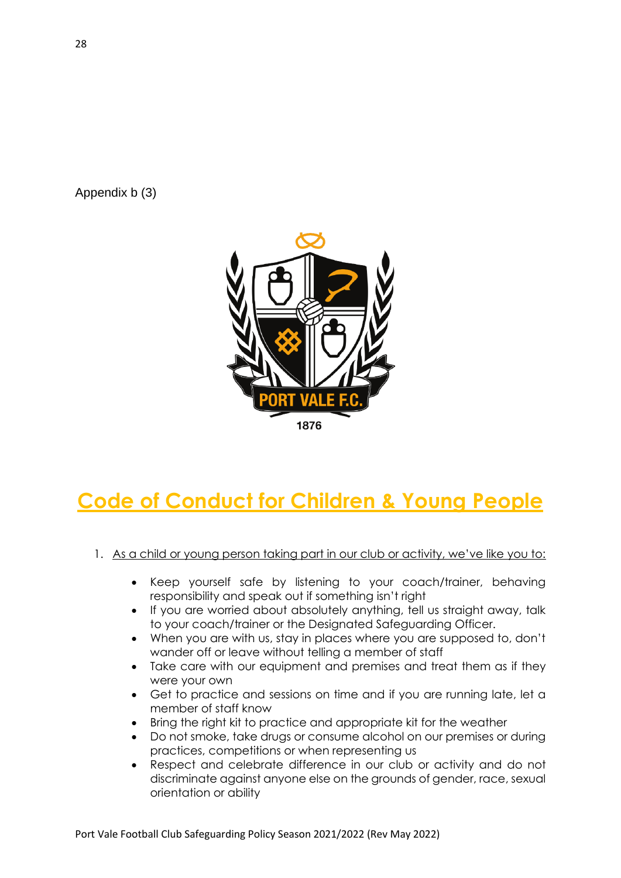Appendix b (3)

PORT VALE F.C.

1876

# Code of Conduct for Children & Young People

1. As a child or young person taking part in our club or activity, we've like you to:

    - Keep yourself safe by listening to your coach/trainer, behaving responsibility and speak out if something isn't right
    - If you are worried about absolutely anything, tell us straight away, talk to your coach/trainer or the Designated Safeguarding Officer.
    - When you are with us, stay in places where you are supposed to, don't wander off or leave without telling a member of staff
    - Take care with our equipment and premises and treat them as if they were your own
    - Get to practice and sessions on time and if you are running late, let a member of staff know
    - Bring the right kit to practice and appropriate kit for the weather
    - Do not smoke, take drugs or consume alcohol on our premises or during practices, competitions or when representing us
    - Respect and celebrate difference in our club or activity and do not discriminate against anyone else on the grounds of gender, race, sexual orientation or ability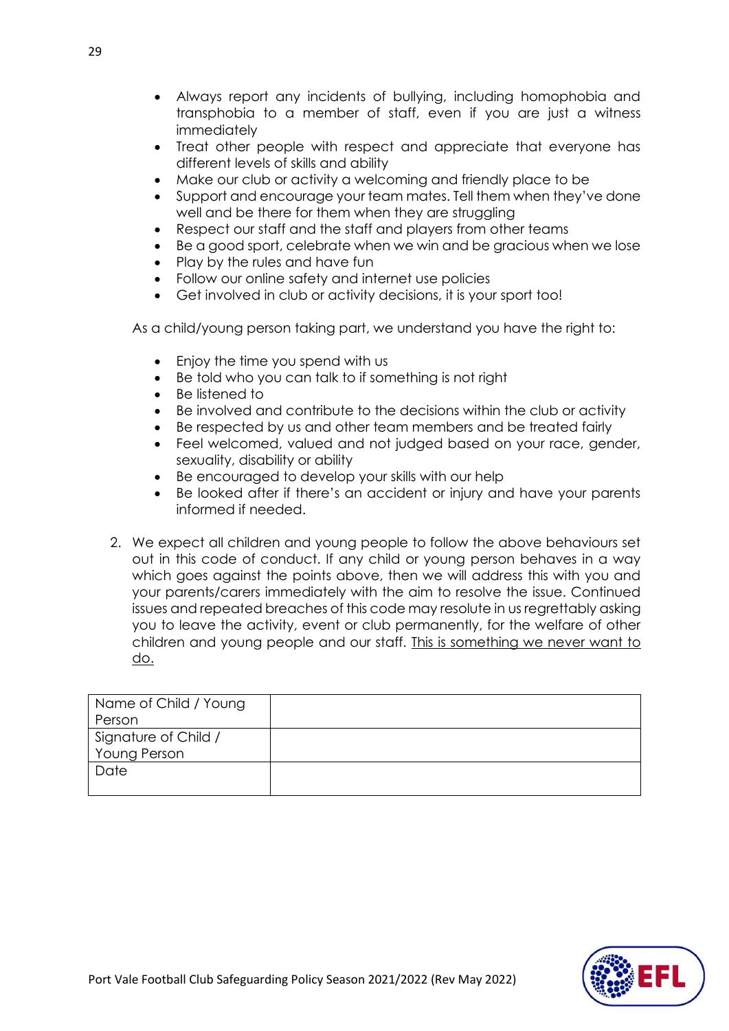- Always report any incidents of bullying, including homophobia and transphobia to a member of staff, even if you are just a witness immediately
- Treat other people with respect and appreciate that everyone has different levels of skills and ability
- Make our club or activity a welcoming and friendly place to be
- Support and encourage your team mates. Tell them when they've done well and be there for them when they are struggling
- Respect our staff and the staff and players from other teams
- Be a good sport, celebrate when we win and be gracious when we lose
- Play by the rules and have fun
- Follow our online safety and internet use policies
- Get involved in club or activity decisions, it is your sport too!

As a child/young person taking part, we understand you have the right to:

- Enjoy the time you spend with us
- Be told who you can talk to if something is not right
- Be listened to
- Be involved and contribute to the decisions within the club or activity
- Be respected by us and other team members and be treated fairly
- Feel welcomed, valued and not judged based on your race, gender, sexuality, disability or ability
- Be encouraged to develop your skills with our help
- Be looked after if there's an accident or injury and have your parents informed if needed.

2. We expect all children and young people to follow the above behaviours set out in this code of conduct. If any child or young person behaves in a way which goes against the points above, then we will address this with you and your parents/carers immediately with the aim to resolve the issue. Continued issues and repeated breaches of this code may resolute in us regrettably asking you to leave the activity, event or club permanently, for the welfare of other children and young people and our staff. <u>This is something we never want to do.</u>

| Name of Child / Young Person | |
|---|---|
| Signature of Child / Young Person | |
| Date | |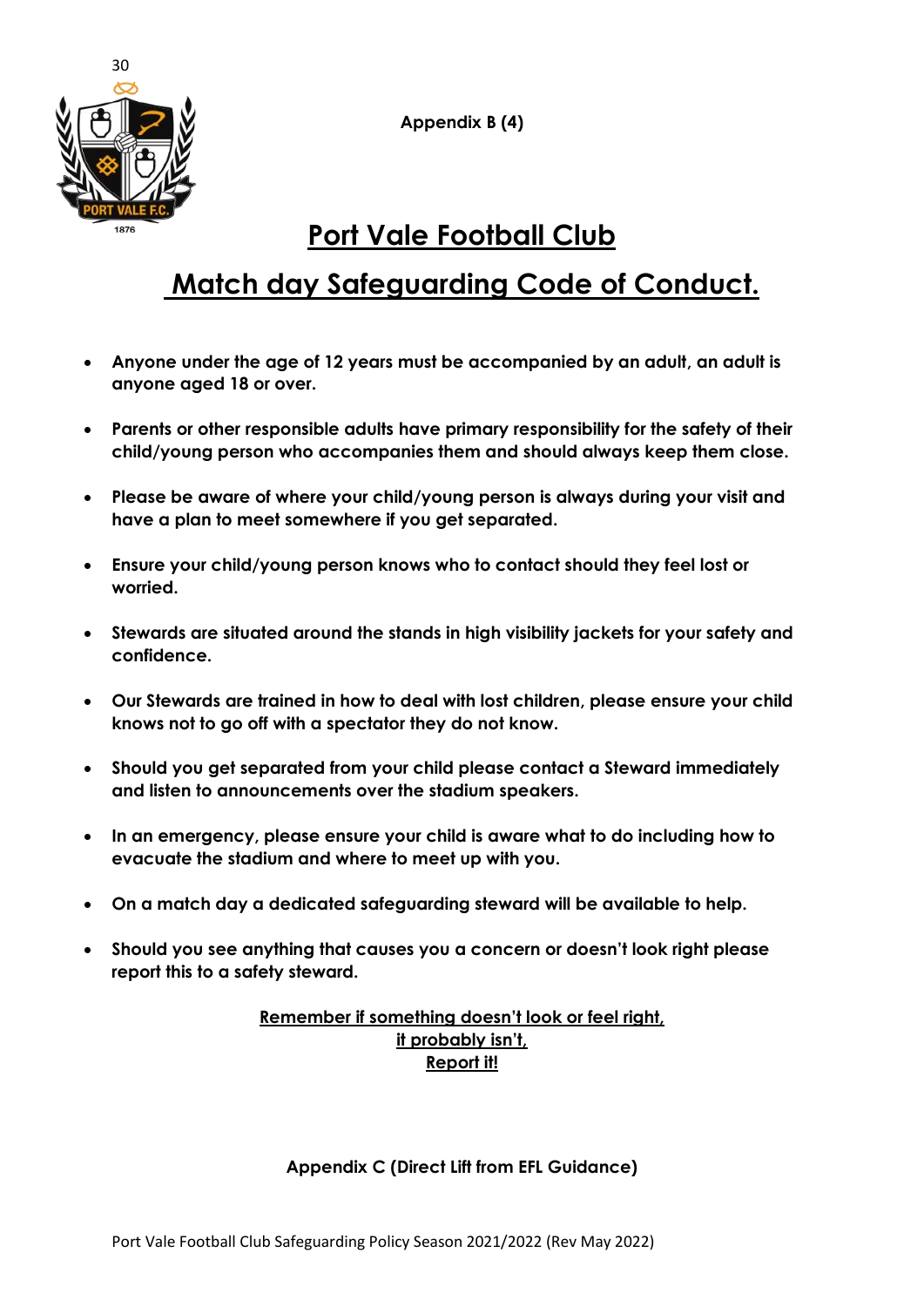**Appendix B (4)**

# Port Vale Football Club

# Match day Safeguarding Code of Conduct.

- **Anyone under the age of 12 years must be accompanied by an adult, an adult is anyone aged 18 or over.**
- **Parents or other responsible adults have primary responsibility for the safety of their child/young person who accompanies them and should always keep them close.**
- **Please be aware of where your child/young person is always during your visit and have a plan to meet somewhere if you get separated.**
- **Ensure your child/young person knows who to contact should they feel lost or worried.**
- **Stewards are situated around the stands in high visibility jackets for your safety and confidence.**
- **Our Stewards are trained in how to deal with lost children, please ensure your child knows not to go off with a spectator they do not know.**
- **Should you get separated from your child please contact a Steward immediately and listen to announcements over the stadium speakers.**
- **In an emergency, please ensure your child is aware what to do including how to evacuate the stadium and where to meet up with you.**
- **On a match day a dedicated safeguarding steward will be available to help.**
- **Should you see anything that causes you a concern or doesn't look right please report this to a safety steward.**

**Remember if something doesn't look or feel right,
it probably isn't,
Report it!**

**Appendix C (Direct Lift from EFL Guidance)**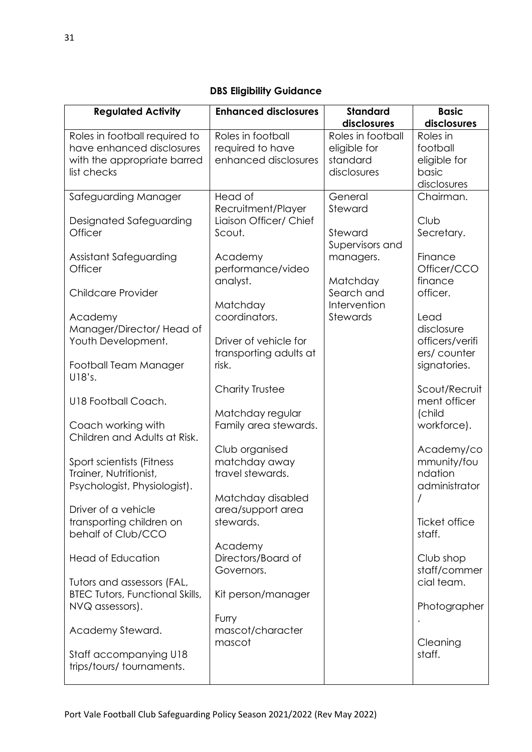**DBS Eligibility Guidance**

| Regulated Activity | Enhanced disclosures | Standard disclosures | Basic disclosures |
|---|---|---|---|
| Roles in football required to have enhanced disclosures with the appropriate barred list checks | Roles in football required to have enhanced disclosures | Roles in football eligible for standard disclosures | Roles in football eligible for basic disclosures |
| Safeguarding Manager<br><br>Designated Safeguarding Officer<br><br>Assistant Safeguarding Officer<br><br>Childcare Provider<br><br>Academy Manager/Director/ Head of Youth Development.<br><br>Football Team Manager U18's.<br><br>U18 Football Coach.<br><br>Coach working with Children and Adults at Risk.<br><br>Sport scientists (Fitness Trainer, Nutritionist, Psychologist, Physiologist).<br><br>Driver of a vehicle transporting children on behalf of Club/CCO<br><br>Head of Education<br><br>Tutors and assessors (FAL, BTEC Tutors, Functional Skills, NVQ assessors).<br><br>Academy Steward.<br><br>Staff accompanying U18 trips/tours/ tournaments. | Head of Recruitment/Player Liaison Officer/ Chief Scout.<br><br>Academy performance/video analyst.<br><br>Matchday coordinators.<br><br>Driver of vehicle for transporting adults at risk.<br><br>Charity Trustee<br><br>Matchday regular Family area stewards.<br><br>Club organised matchday away travel stewards.<br><br>Matchday disabled area/support area stewards.<br><br>Academy Directors/Board of Governors.<br><br>Kit person/manager<br><br>Furry mascot/character mascot | General Steward<br><br>Steward Supervisors and managers.<br><br>Matchday Search and Intervention Stewards | Chairman.<br><br>Club Secretary.<br><br>Finance Officer/CCO finance officer.<br><br>Lead disclosure officers/verifiers/ counter signatories.<br><br>Scout/Recruitment officer (child workforce).<br><br>Academy/community/foundation administrator /<br><br>Ticket office staff.<br><br>Club shop staff/commercial team.<br><br>Photographer.<br><br>Cleaning staff. |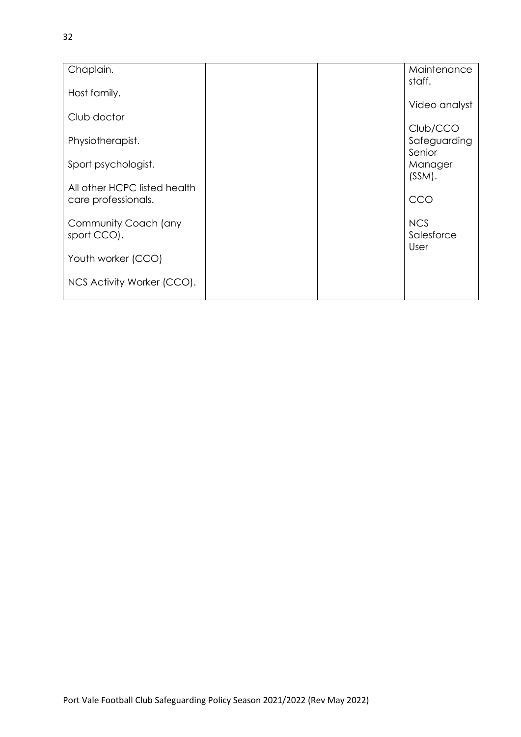| | | | |
|---|---|---|---|
| Chaplain.<br><br>Host family.<br><br>Club doctor<br><br>Physiotherapist.<br><br>Sport psychologist.<br><br>All other HCPC listed health care professionals.<br><br>Community Coach (any sport CCO).<br><br>Youth worker (CCO)<br><br>NCS Activity Worker (CCO). | | | Maintenance staff.<br><br>Video analyst<br><br>Club/CCO Safeguarding Senior Manager (SSM).<br><br>CCO<br><br>NCS Salesforce User |